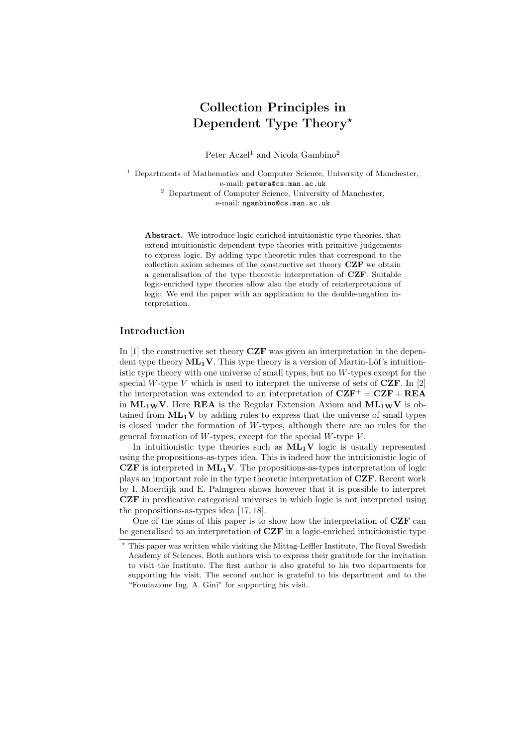# Collection Principles in Dependent Type Theory*

Peter Aczel[1] and Nicola Gambino[2]

[1] Departments of Mathematics and Computer Science, University of Manchester, e-mail: petera@cs.man.ac.uk

[2] Department of Computer Science, University of Manchester, e-mail: ngambino@cs.man.ac.uk

**Abstract.** We introduce logic-enriched intuitionistic type theories, that extend intuitionistic dependent type theories with primitive judgements to express logic. By adding type theoretic rules that correspond to the collection axiom schemes of the constructive set theory **CZF** we obtain a generalisation of the type theoretic interpretation of **CZF**. Suitable logic-enriched type theories allow also the study of reinterpretations of logic. We end the paper with an application to the double-negation interpretation.

## Introduction

In [1] the constructive set theory **CZF** was given an interpretation in the dependent type theory $\mathbf{ML_1V}$. This type theory is a version of Martin-Löf's intuitionistic type theory with one universe of small types, but no $W$-types except for the special $W$-type $V$ which is used to interpret the universe of sets of **CZF**. In [2] the interpretation was extended to an interpretation of $\mathbf{CZF}^+ = \mathbf{CZF} + \mathbf{REA}$ in $\mathbf{ML_1{}_WV}$. Here **REA** is the Regular Extension Axiom and $\mathbf{ML_1{}_WV}$ is obtained from $\mathbf{ML_1V}$ by adding rules to express that the universe of small types is closed under the formation of $W$-types, although there are no rules for the general formation of $W$-types, except for the special $W$-type $V$.

In intuitionistic type theories such as $\mathbf{ML_1V}$ logic is usually represented using the propositions-as-types idea. This is indeed how the intuitionistic logic of **CZF** is interpreted in $\mathbf{ML_1V}$. The propositions-as-types interpretation of logic plays an important role in the type theoretic interpretation of **CZF**. Recent work by I. Moerdijk and E. Palmgren shows however that it is possible to interpret **CZF** in predicative categorical universes in which logic is not interpreted using the propositions-as-types idea [17, 18].

One of the aims of this paper is to show how the interpretation of **CZF** can be generalised to an interpretation of **CZF** in a logic-enriched intuitionistic type

* This paper was written while visiting the Mittag-Leffler Institute, The Royal Swedish Academy of Sciences. Both authors wish to express their gratitude for the invitation to visit the Institute. The first author is also grateful to his two departments for supporting his visit. The second author is grateful to his department and to the "Fondazione Ing. A. Gini" for supporting his visit.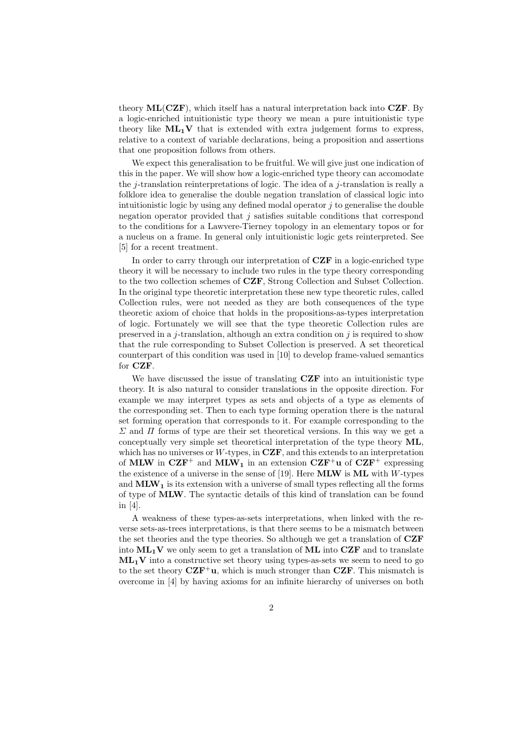theory **ML**(**CZF**), which itself has a natural interpretation back into **CZF**. By a logic-enriched intuitionistic type theory we mean a pure intuitionistic type theory like $\mathbf{ML_1V}$ that is extended with extra judgement forms to express, relative to a context of variable declarations, being a proposition and assertions that one proposition follows from others.

We expect this generalisation to be fruitful. We will give just one indication of this in the paper. We will show how a logic-enriched type theory can accomodate the $j$-translation reinterpretations of logic. The idea of a $j$-translation is really a folklore idea to generalise the double negation translation of classical logic into intuitionistic logic by using any defined modal operator $j$ to generalise the double negation operator provided that $j$ satisfies suitable conditions that correspond to the conditions for a Lawvere-Tierney topology in an elementary topos or for a nucleus on a frame. In general only intuitionistic logic gets reinterpreted. See [5] for a recent treatment.

In order to carry through our interpretation of **CZF** in a logic-enriched type theory it will be necessary to include two rules in the type theory corresponding to the two collection schemes of **CZF**, Strong Collection and Subset Collection. In the original type theoretic interpretation these new type theoretic rules, called Collection rules, were not needed as they are both consequences of the type theoretic axiom of choice that holds in the propositions-as-types interpretation of logic. Fortunately we will see that the type theoretic Collection rules are preserved in a $j$-translation, although an extra condition on $j$ is required to show that the rule corresponding to Subset Collection is preserved. A set theoretical counterpart of this condition was used in [10] to develop frame-valued semantics for **CZF**.

We have discussed the issue of translating **CZF** into an intuitionistic type theory. It is also natural to consider translations in the opposite direction. For example we may interpret types as sets and objects of a type as elements of the corresponding set. Then to each type forming operation there is the natural set forming operation that corresponds to it. For example corresponding to the $\Sigma$ and $\Pi$ forms of type are their set theoretical versions. In this way we get a conceptually very simple set theoretical interpretation of the type theory **ML**, which has no universes or $W$-types, in **CZF**, and this extends to an interpretation of **MLW** in $\mathbf{CZF^+}$ and $\mathbf{MLW_1}$ in an extension $\mathbf{CZF^+u}$ of $\mathbf{CZF^+}$ expressing the existence of a universe in the sense of [19]. Here **MLW** is **ML** with $W$-types and $\mathbf{MLW_1}$ is its extension with a universe of small types reflecting all the forms of type of **MLW**. The syntactic details of this kind of translation can be found in [4].

A weakness of these types-as-sets interpretations, when linked with the reverse sets-as-trees interpretations, is that there seems to be a mismatch between the set theories and the type theories. So although we get a translation of **CZF** into $\mathbf{ML_1V}$ we only seem to get a translation of **ML** into **CZF** and to translate $\mathbf{ML_1V}$ into a constructive set theory using types-as-sets we seem to need to go to the set theory $\mathbf{CZF^+u}$, which is much stronger than **CZF**. This mismatch is overcome in [4] by having axioms for an infinite hierarchy of universes on both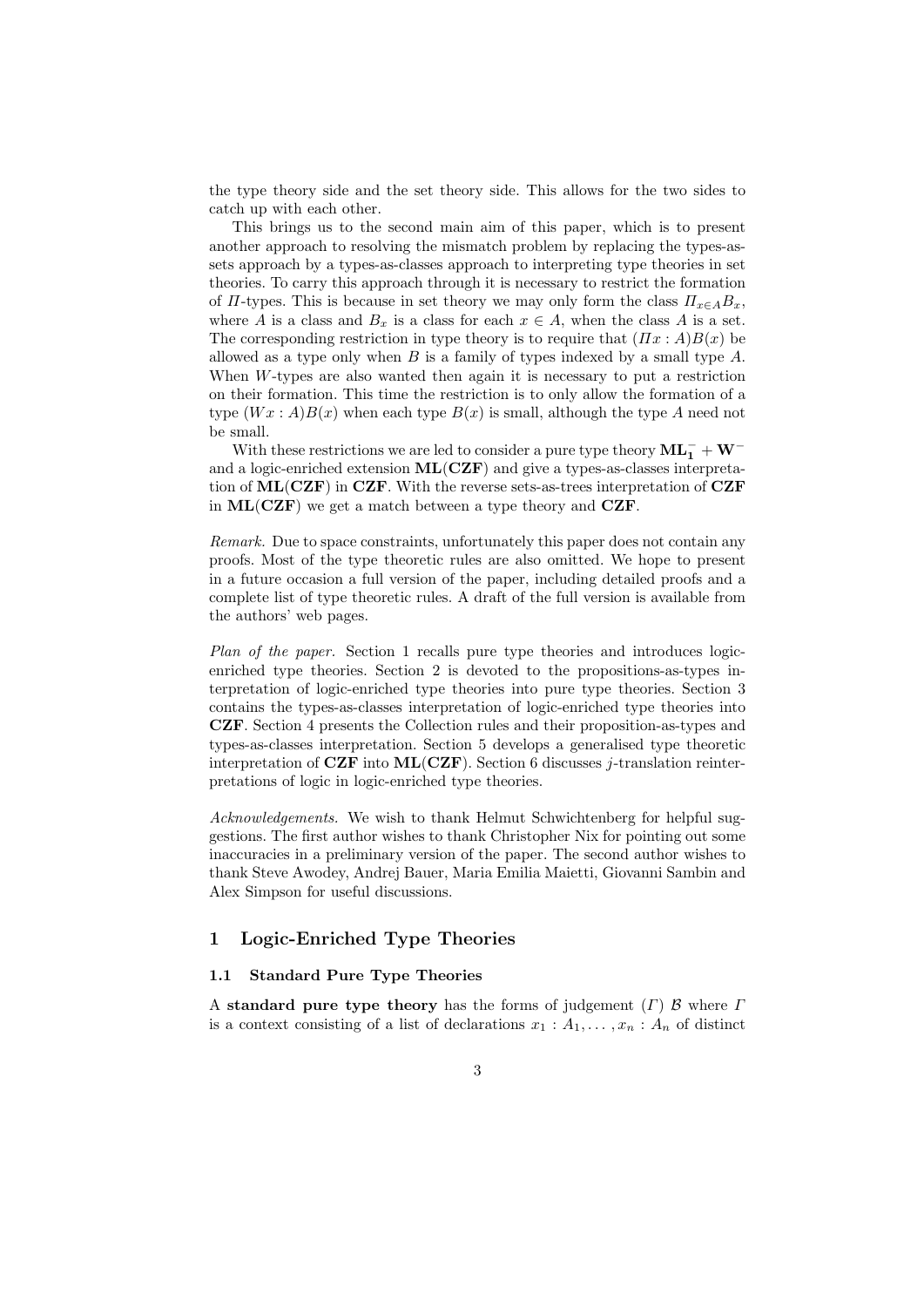the type theory side and the set theory side. This allows for the two sides to catch up with each other.

This brings us to the second main aim of this paper, which is to present another approach to resolving the mismatch problem by replacing the types-as-sets approach by a types-as-classes approach to interpreting type theories in set theories. To carry this approach through it is necessary to restrict the formation of $\Pi$-types. This is because in set theory we may only form the class $\Pi_{x \in A} B_x$, where $A$ is a class and $B_x$ is a class for each $x \in A$, when the class $A$ is a set. The corresponding restriction in type theory is to require that $(\Pi x : A)B(x)$ be allowed as a type only when $B$ is a family of types indexed by a small type $A$. When $W$-types are also wanted then again it is necessary to put a restriction on their formation. This time the restriction is to only allow the formation of a type $(Wx : A)B(x)$ when each type $B(x)$ is small, although the type $A$ need not be small.

With these restrictions we are led to consider a pure type theory $\mathbf{ML}_\mathbf{1}^- + \mathbf{W}^-$ and a logic-enriched extension $\mathbf{ML}(\mathbf{CZF})$ and give a types-as-classes interpretation of $\mathbf{ML}(\mathbf{CZF})$ in $\mathbf{CZF}$. With the reverse sets-as-trees interpretation of $\mathbf{CZF}$ in $\mathbf{ML}(\mathbf{CZF})$ we get a match between a type theory and $\mathbf{CZF}$.

*Remark.* Due to space constraints, unfortunately this paper does not contain any proofs. Most of the type theoretic rules are also omitted. We hope to present in a future occasion a full version of the paper, including detailed proofs and a complete list of type theoretic rules. A draft of the full version is available from the authors' web pages.

*Plan of the paper.* Section 1 recalls pure type theories and introduces logic-enriched type theories. Section 2 is devoted to the propositions-as-types interpretation of logic-enriched type theories into pure type theories. Section 3 contains the types-as-classes interpretation of logic-enriched type theories into **CZF**. Section 4 presents the Collection rules and their proposition-as-types and types-as-classes interpretation. Section 5 develops a generalised type theoretic interpretation of **CZF** into **ML**(**CZF**). Section 6 discusses $j$-translation reinterpretations of logic in logic-enriched type theories.

*Acknowledgements.* We wish to thank Helmut Schwichtenberg for helpful suggestions. The first author wishes to thank Christopher Nix for pointing out some inaccuracies in a preliminary version of the paper. The second author wishes to thank Steve Awodey, Andrej Bauer, Maria Emilia Maietti, Giovanni Sambin and Alex Simpson for useful discussions.

## 1 Logic-Enriched Type Theories

### 1.1 Standard Pure Type Theories

A **standard pure type theory** has the forms of judgement $(\Gamma)\ \mathcal{B}$ where $\Gamma$ is a context consisting of a list of declarations $x_1 : A_1, \ldots, x_n : A_n$ of distinct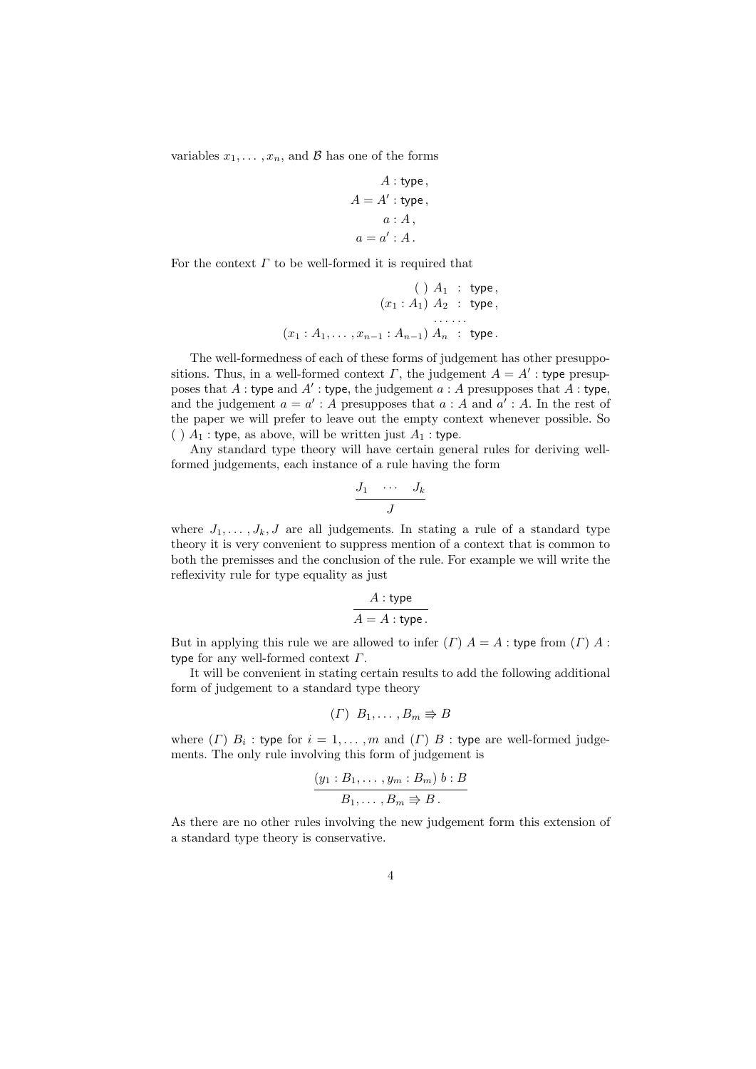variables $x_1, \ldots, x_n$, and $\mathcal{B}$ has one of the forms

$$A : \mathsf{type}\,,$$
$$A = A' : \mathsf{type}\,,$$
$$a : A\,,$$
$$a = a' : A\,.$$

For the context $\Gamma$ to be well-formed it is required that

$$\begin{array}{rcl} (\,)\ A_1 & : & \mathsf{type}\,, \\ (x_1 : A_1)\ A_2 & : & \mathsf{type}\,, \\ & \cdots\cdots & \\ (x_1 : A_1, \ldots, x_{n-1} : A_{n-1})\ A_n & : & \mathsf{type}\,. \end{array}$$

The well-formedness of each of these forms of judgement has other presuppositions. Thus, in a well-formed context $\Gamma$, the judgement $A = A' : \mathsf{type}$ presupposes that $A : \mathsf{type}$ and $A' : \mathsf{type}$, the judgement $a : A$ presupposes that $A : \mathsf{type}$, and the judgement $a = a' : A$ presupposes that $a : A$ and $a' : A$. In the rest of the paper we will prefer to leave out the empty context whenever possible. So $(\,)\ A_1 : \mathsf{type}$, as above, will be written just $A_1 : \mathsf{type}$.

Any standard type theory will have certain general rules for deriving well-formed judgements, each instance of a rule having the form

$$\frac{J_1 \quad \cdots \quad J_k}{J}$$

where $J_1, \ldots, J_k, J$ are all judgements. In stating a rule of a standard type theory it is very convenient to suppress mention of a context that is common to both the premisses and the conclusion of the rule. For example we will write the reflexivity rule for type equality as just

$$\frac{A : \mathsf{type}}{A = A : \mathsf{type}\,.}$$

But in applying this rule we are allowed to infer $(\Gamma)\ A = A : \mathsf{type}$ from $(\Gamma)\ A : \mathsf{type}$ for any well-formed context $\Gamma$.

It will be convenient in stating certain results to add the following additional form of judgement to a standard type theory

$$(\Gamma)\ \ B_1, \ldots, B_m \Rrightarrow B$$

where $(\Gamma)\ B_i : \mathsf{type}$ for $i = 1, \ldots, m$ and $(\Gamma)\ B : \mathsf{type}$ are well-formed judgements. The only rule involving this form of judgement is

$$\frac{(y_1 : B_1, \ldots, y_m : B_m)\ b : B}{B_1, \ldots, B_m \Rrightarrow B\,.}$$

As there are no other rules involving the new judgement form this extension of a standard type theory is conservative.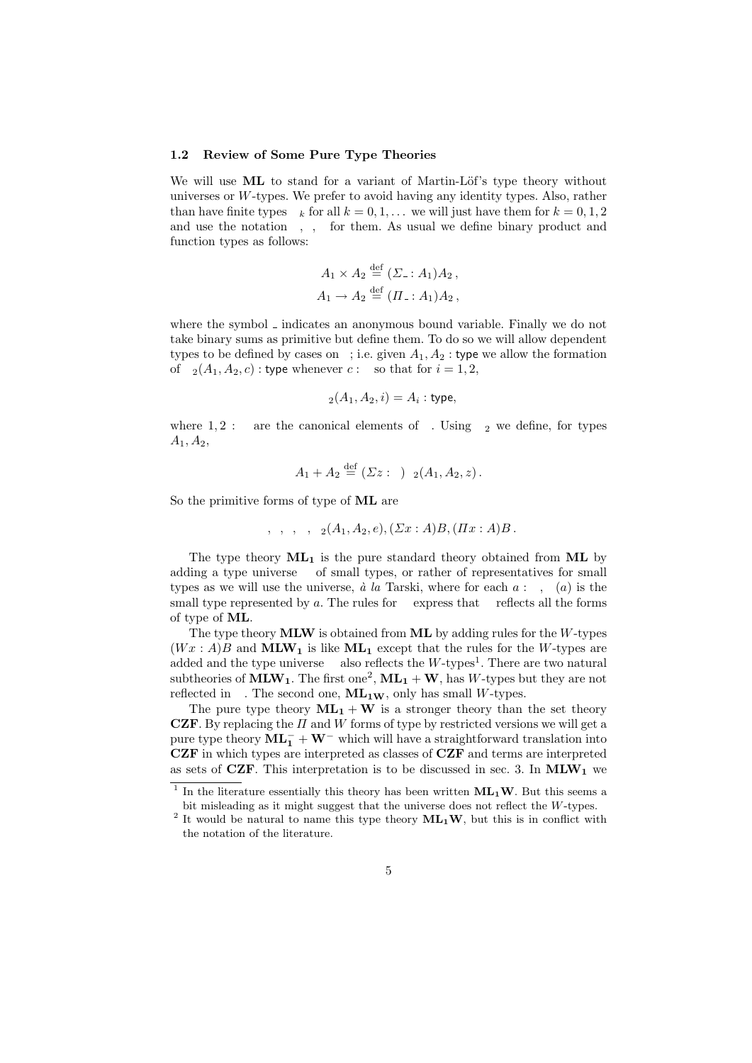### 1.2 Review of Some Pure Type Theories

We will use **ML** to stand for a variant of Martin-Löf's type theory without universes or $W$-types. We prefer to avoid having any identity types. Also, rather than have finite types $_k$ for all $k = 0, 1, \ldots$ we will just have them for $k = 0, 1, 2$ and use the notation , , for them. As usual we define binary product and function types as follows:

$$A_1 \times A_2 \stackrel{\text{def}}{=} (\Sigma\_ : A_1)A_2 \,,$$

$$A_1 \to A_2 \stackrel{\text{def}}{=} (\Pi\_ : A_1)A_2 \,,$$

where the symbol \_ indicates an anonymous bound variable. Finally we do not take binary sums as primitive but define them. To do so we will allow dependent types to be defined by cases on ; i.e. given $A_1, A_2 : \mathsf{type}$ we allow the formation of $_2(A_1, A_2, c) : \mathsf{type}$ whenever $c :$ so that for $i = 1, 2$,

$$_2(A_1, A_2, i) = A_i : \mathsf{type},$$

where $1, 2 :$ are the canonical elements of . Using $_2$ we define, for types $A_1, A_2$,

$$A_1 + A_2 \stackrel{\text{def}}{=} (\Sigma z : \ ) \ _2(A_1, A_2, z) \,.$$

So the primitive forms of type of **ML** are

$$, \ , \ , \ , \ _2(A_1, A_2, e), (\Sigma x : A)B, (\Pi x : A)B \,.$$

The type theory $\mathbf{ML_1}$ is the pure standard theory obtained from **ML** by adding a type universe of small types, or rather of representatives for small types as we will use the universe, *à la* Tarski, where for each $a :$ , $(a)$ is the small type represented by $a$. The rules for express that reflects all the forms of type of **ML**.

The type theory **MLW** is obtained from **ML** by adding rules for the $W$-types $(Wx : A)B$ and $\mathbf{MLW_1}$ is like $\mathbf{ML_1}$ except that the rules for the $W$-types are added and the type universe also reflects the $W$-types[1]. There are two natural subtheories of $\mathbf{MLW_1}$. The first one[2], $\mathbf{ML_1 + W}$, has $W$-types but they are not reflected in . The second one, $\mathbf{ML_{1W}}$, only has small $W$-types.

The pure type theory $\mathbf{ML_1 + W}$ is a stronger theory than the set theory **CZF**. By replacing the $\Pi$ and $W$ forms of type by restricted versions we will get a pure type theory $\mathbf{ML_1^- + W^-}$ which will have a straightforward translation into **CZF** in which types are interpreted as classes of **CZF** and terms are interpreted as sets of **CZF**. This interpretation is to be discussed in sec. 3. In $\mathbf{MLW_1}$ we

[1] In the literature essentially this theory has been written $\mathbf{ML_1W}$. But this seems a bit misleading as it might suggest that the universe does not reflect the $W$-types.

[2] It would be natural to name this type theory $\mathbf{ML_1W}$, but this is in conflict with the notation of the literature.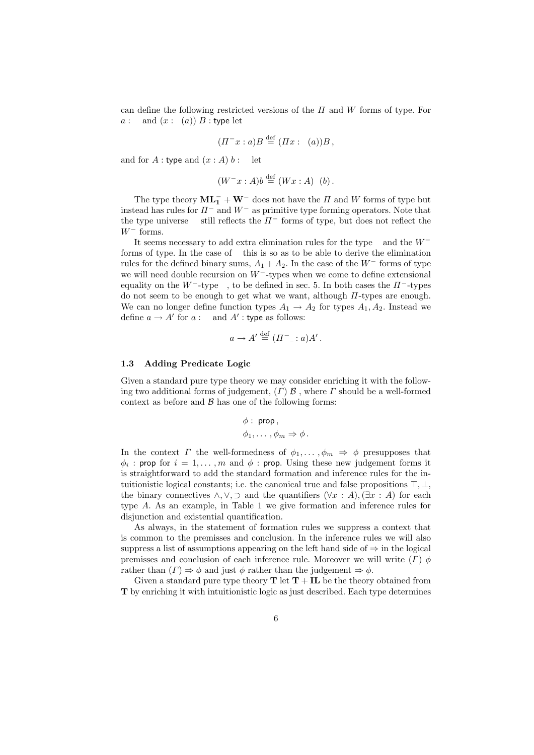can define the following restricted versions of the $\Pi$ and $W$ forms of type. For $a :$ and $(x : (a))\ B :$ type let

$$(\Pi^- x : a)B \stackrel{\text{def}}{=} (\Pi x : (a))B\,,$$

and for $A :$ type and $(x : A)\ b :$ let

$$(W^- x : A)b \stackrel{\text{def}}{=} (W x : A)\ (b)\,.$$

The type theory $\mathbf{ML_1^-} + \mathbf{W^-}$ does not have the $\Pi$ and $W$ forms of type but instead has rules for $\Pi^-$ and $W^-$ as primitive type forming operators. Note that the type universe still reflects the $\Pi^-$ forms of type, but does not reflect the $W^-$ forms.

It seems necessary to add extra elimination rules for the type and the $W^-$ forms of type. In the case of this is so as to be able to derive the elimination rules for the defined binary sums, $A_1 + A_2$. In the case of the $W^-$ forms of type we will need double recursion on $W^-$-types when we come to define extensional equality on the $W^-$-type , to be defined in sec. 5. In both cases the $\Pi^-$-types do not seem to be enough to get what we want, although $\Pi$-types are enough. We can no longer define function types $A_1 \to A_2$ for types $A_1, A_2$. Instead we define $a \to A'$ for $a :$ and $A' :$ type as follows:

$$a \to A' \stackrel{\text{def}}{=} (\Pi^- {}_- : a)A'\,.$$

### 1.3 Adding Predicate Logic

Given a standard pure type theory we may consider enriching it with the following two additional forms of judgement, $(\Gamma)\ \mathcal{B}$ , where $\Gamma$ should be a well-formed context as before and $\mathcal{B}$ has one of the following forms:

$$\phi :\ \mathsf{prop}\,,$$
$$\phi_1, \ldots, \phi_m \Rightarrow \phi\,.$$

In the context $\Gamma$ the well-formedness of $\phi_1, \ldots, \phi_m \Rightarrow \phi$ presupposes that $\phi_i$ : prop for $i = 1, \ldots, m$ and $\phi$ : prop. Using these new judgement forms it is straightforward to add the standard formation and inference rules for the intuitionistic logical constants; i.e. the canonical true and false propositions $\top, \bot$, the binary connectives $\wedge, \vee, \supset$ and the quantifiers $(\forall x : A), (\exists x : A)$ for each type $A$. As an example, in Table 1 we give formation and inference rules for disjunction and existential quantification.

As always, in the statement of formation rules we suppress a context that is common to the premisses and conclusion. In the inference rules we will also suppress a list of assumptions appearing on the left hand side of $\Rightarrow$ in the logical premisses and conclusion of each inference rule. Moreover we will write $(\Gamma)\ \phi$ rather than $(\Gamma) \Rightarrow \phi$ and just $\phi$ rather than the judgement $\Rightarrow \phi$.

Given a standard pure type theory $\mathbf{T}$ let $\mathbf{T} + \mathbf{IL}$ be the theory obtained from $\mathbf{T}$ by enriching it with intuitionistic logic as just described. Each type determines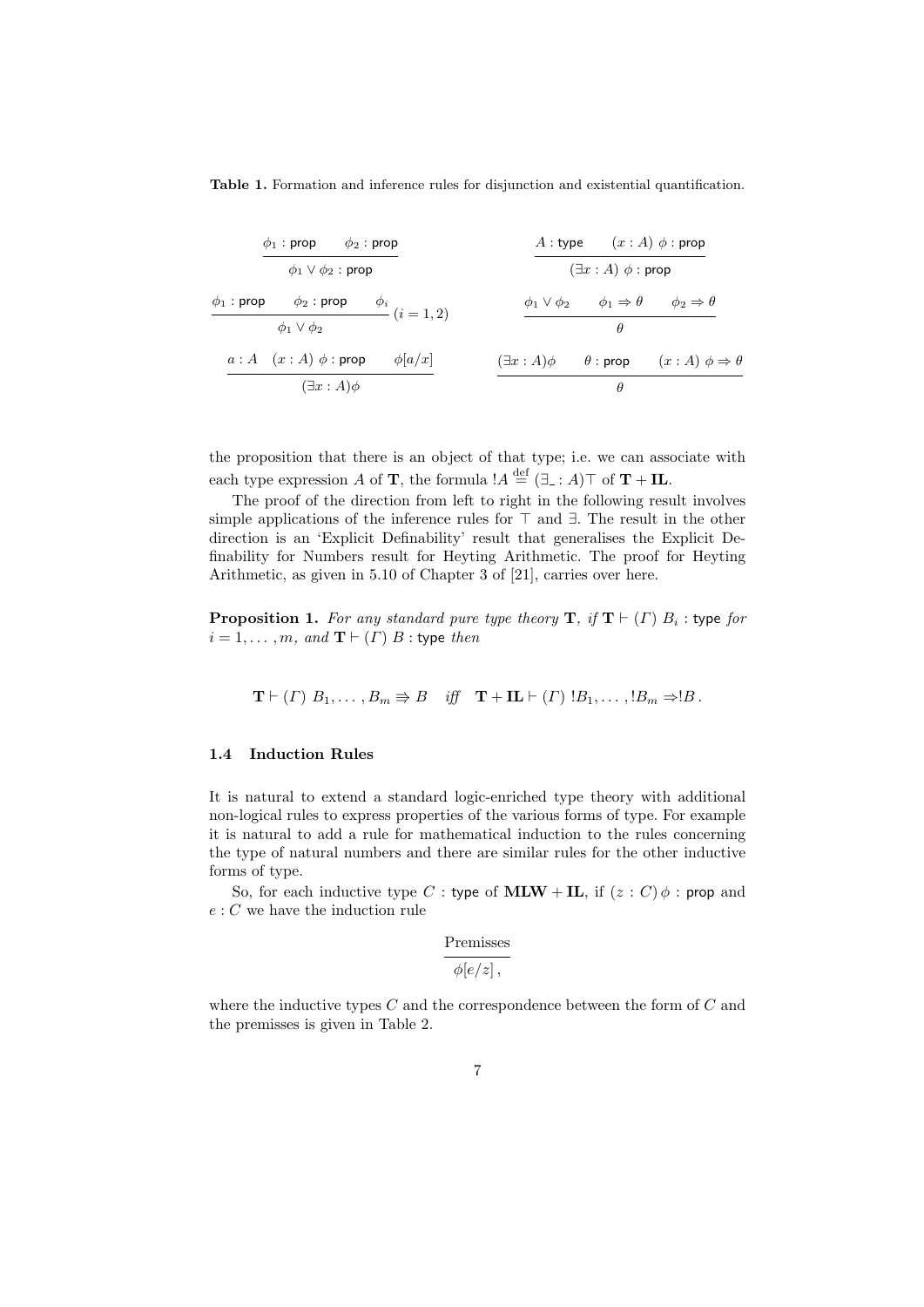**Table 1.** Formation and inference rules for disjunction and existential quantification.

$$\frac{\phi_1 : \mathsf{prop} \qquad \phi_2 : \mathsf{prop}}{\phi_1 \vee \phi_2 : \mathsf{prop}} \qquad\qquad \frac{A : \mathsf{type} \qquad (x : A)\ \phi : \mathsf{prop}}{(\exists x : A)\ \phi : \mathsf{prop}}$$

$$\frac{\phi_1 : \mathsf{prop} \qquad \phi_2 : \mathsf{prop} \qquad \phi_i}{\phi_1 \vee \phi_2}\ (i = 1, 2) \qquad\qquad \frac{\phi_1 \vee \phi_2 \qquad \phi_1 \Rightarrow \theta \qquad \phi_2 \Rightarrow \theta}{\theta}$$

$$\frac{a : A \quad (x : A)\ \phi : \mathsf{prop} \qquad \phi[a/x]}{(\exists x : A)\phi} \qquad\qquad \frac{(\exists x : A)\phi \qquad \theta : \mathsf{prop} \qquad (x : A)\ \phi \Rightarrow \theta}{\theta}$$

the proposition that there is an object of that type; i.e. we can associate with each type expression $A$ of $\mathbf{T}$, the formula $!A \stackrel{\text{def}}{=} (\exists_{\_} : A)\top$ of $\mathbf{T} + \mathbf{IL}$.

The proof of the direction from left to right in the following result involves simple applications of the inference rules for $\top$ and $\exists$. The result in the other direction is an 'Explicit Definability' result that generalises the Explicit Definability for Numbers result for Heyting Arithmetic. The proof for Heyting Arithmetic, as given in 5.10 of Chapter 3 of [21], carries over here.

**Proposition 1.** *For any standard pure type theory* $\mathbf{T}$*, if* $\mathbf{T} \vdash (\Gamma)\ B_i : \mathsf{type}$ *for* $i = 1, \ldots, m$*, and* $\mathbf{T} \vdash (\Gamma)\ B : \mathsf{type}$ *then*

$$\mathbf{T} \vdash (\Gamma)\ B_1, \ldots, B_m \Rrightarrow B \quad \textit{iff} \quad \mathbf{T} + \mathbf{IL} \vdash (\Gamma)\ !B_1, \ldots, !B_m \Rightarrow !B\,.$$

### 1.4 Induction Rules

It is natural to extend a standard logic-enriched type theory with additional non-logical rules to express properties of the various forms of type. For example it is natural to add a rule for mathematical induction to the rules concerning the type of natural numbers and there are similar rules for the other inductive forms of type.

So, for each inductive type $C$ : type of $\mathbf{MLW} + \mathbf{IL}$, if $(z : C)\,\phi$ : prop and $e : C$ we have the induction rule

$$\frac{\text{Premisses}}{\phi[e/z]\,,}$$

where the inductive types $C$ and the correspondence between the form of $C$ and the premisses is given in Table 2.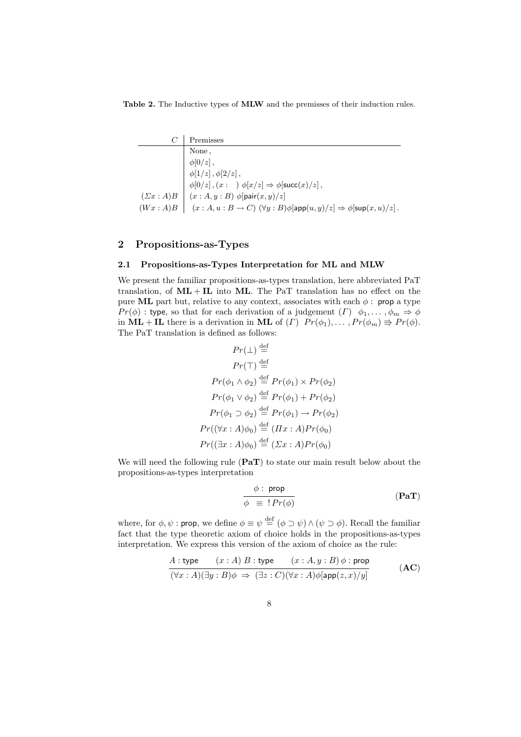**Table 2.** The Inductive types of **MLW** and the premisses of their induction rules.

| $C$ | Premisses |
|---|---|
| | None , |
| | $\phi[0/z]$ , |
| | $\phi[1/z]\,, \phi[2/z]$ , |
| | $\phi[0/z]\,, (x : \;\;)\ \phi[x/z] \Rightarrow \phi[\mathsf{succ}(x)/z]$ , |
| $(\Sigma x : A)B$ | $(x : A, y : B)\ \phi[\mathsf{pair}(x,y)/z]$ |
| $(Wx : A)B$ | $(x : A, u : B \to C)\ (\forall y : B)\phi[\mathsf{app}(u,y)/z] \Rightarrow \phi[\mathsf{sup}(x,u)/z]$ . |

## 2 Propositions-as-Types

### 2.1 Propositions-as-Types Interpretation for ML and MLW

We present the familiar propositions-as-types translation, here abbreviated PaT translation, of **ML** + **IL** into **ML**. The PaT translation has no effect on the pure **ML** part but, relative to any context, associates with each $\phi : \mathsf{prop}$ a type $Pr(\phi) : \mathsf{type}$, so that for each derivation of a judgement $(\Gamma)\ \ \phi_1, \ldots, \phi_m \Rightarrow \phi$ in **ML** + **IL** there is a derivation in **ML** of $(\Gamma)\ \ Pr(\phi_1), \ldots, Pr(\phi_m) \Rightarrow Pr(\phi)$. The PaT translation is defined as follows:

$$
\begin{aligned}
Pr(\bot) &\stackrel{\text{def}}{=} \\
Pr(\top) &\stackrel{\text{def}}{=} \\
Pr(\phi_1 \wedge \phi_2) &\stackrel{\text{def}}{=} Pr(\phi_1) \times Pr(\phi_2) \\
Pr(\phi_1 \vee \phi_2) &\stackrel{\text{def}}{=} Pr(\phi_1) + Pr(\phi_2) \\
Pr(\phi_1 \supset \phi_2) &\stackrel{\text{def}}{=} Pr(\phi_1) \to Pr(\phi_2) \\
Pr((\forall x : A)\phi_0) &\stackrel{\text{def}}{=} (\Pi x : A)Pr(\phi_0) \\
Pr((\exists x : A)\phi_0) &\stackrel{\text{def}}{=} (\Sigma x : A)Pr(\phi_0)
\end{aligned}
$$

We will need the following rule (**PaT**) to state our main result below about the propositions-as-types interpretation

$$
\frac{\phi :\ \mathsf{prop}}{\phi \ \equiv \ !\,Pr(\phi)} \qquad (\mathbf{PaT})
$$

where, for $\phi, \psi : \mathsf{prop}$, we define $\phi \equiv \psi \stackrel{\text{def}}{=} (\phi \supset \psi) \wedge (\psi \supset \phi)$. Recall the familiar fact that the type theoretic axiom of choice holds in the propositions-as-types interpretation. We express this version of the axiom of choice as the rule:

$$
\frac{A : \mathsf{type} \qquad (x : A)\ B : \mathsf{type} \qquad (x : A, y : B)\,\phi : \mathsf{prop}}{(\forall x : A)(\exists y : B)\phi \ \Rightarrow\ (\exists z : C)(\forall x : A)\phi[\mathsf{app}(z,x)/y]} \qquad (\mathbf{AC})
$$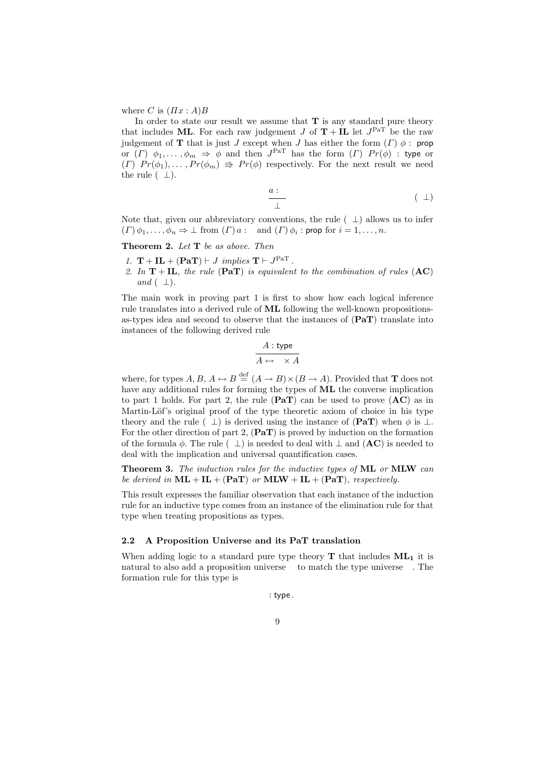where $C$ is $(\Pi x : A)B$

In order to state our result we assume that $\mathbf{T}$ is any standard pure theory that includes $\mathbf{ML}$. For each raw judgement $J$ of $\mathbf{T} + \mathbf{IL}$ let $J^{\mathrm{PaT}}$ be the raw judgement of $\mathbf{T}$ that is just $J$ except when $J$ has either the form $(\Gamma)\ \phi :$ prop or $(\Gamma)\ \phi_1, \ldots, \phi_m \Rightarrow \phi$ and then $J^{\mathrm{PaT}}$ has the form $(\Gamma)\ Pr(\phi)$ : type or $(\Gamma)\ Pr(\phi_1), \ldots, Pr(\phi_m) \Rightarrow Pr(\phi)$ respectively. For the next result we need the rule $(\ \ \bot)$.

$$\frac{a :}{\bot} \qquad (\ \ \bot)$$

Note that, given our abbreviatory conventions, the rule $(\ \ \bot)$ allows us to infer $(\Gamma)\, \phi_1, \ldots, \phi_n \Rightarrow \bot$ from $(\Gamma)\, a :$ and $(\Gamma)\, \phi_i :$ prop for $i = 1, \ldots, n$.

**Theorem 2.** *Let* $\mathbf{T}$ *be as above. Then*

1. $\mathbf{T} + \mathbf{IL} + (\mathbf{PaT}) \vdash J$ *implies* $\mathbf{T} \vdash J^{\mathrm{PaT}}$.
2. *In* $\mathbf{T} + \mathbf{IL}$*, the rule* $(\mathbf{PaT})$ *is equivalent to the combination of rules* $(\mathbf{AC})$ *and* $(\ \ \bot)$.

The main work in proving part 1 is first to show how each logical inference rule translates into a derived rule of $\mathbf{ML}$ following the well-known propositions-as-types idea and second to observe that the instances of $(\mathbf{PaT})$ translate into instances of the following derived rule

$$\frac{A : \mathsf{type}}{A \leftrightarrow \quad \times A}$$

where, for types $A, B$, $A \leftrightarrow B \stackrel{\mathrm{def}}{=} (A \to B) \times (B \to A)$. Provided that $\mathbf{T}$ does not have any additional rules for forming the types of $\mathbf{ML}$ the converse implication to part 1 holds. For part 2, the rule $(\mathbf{PaT})$ can be used to prove $(\mathbf{AC})$ as in Martin-Löf's original proof of the type theoretic axiom of choice in his type theory and the rule $(\ \ \bot)$ is derived using the instance of $(\mathbf{PaT})$ when $\phi$ is $\bot$. For the other direction of part 2, $(\mathbf{PaT})$ is proved by induction on the formation of the formula $\phi$. The rule $(\ \ \bot)$ is needed to deal with $\bot$ and $(\mathbf{AC})$ is needed to deal with the implication and universal quantification cases.

**Theorem 3.** *The induction rules for the inductive types of* $\mathbf{ML}$ *or* $\mathbf{MLW}$ *can be derived in* $\mathbf{ML} + \mathbf{IL} + (\mathbf{PaT})$ *or* $\mathbf{MLW} + \mathbf{IL} + (\mathbf{PaT})$*, respectively.*

This result expresses the familiar observation that each instance of the induction rule for an inductive type comes from an instance of the elimination rule for that type when treating propositions as types.

### 2.2 A Proposition Universe and its PaT translation

When adding logic to a standard pure type theory $\mathbf{T}$ that includes $\mathbf{ML_1}$ it is natural to also add a proposition universe to match the type universe . The formation rule for this type is

$$: \mathsf{type}\,.$$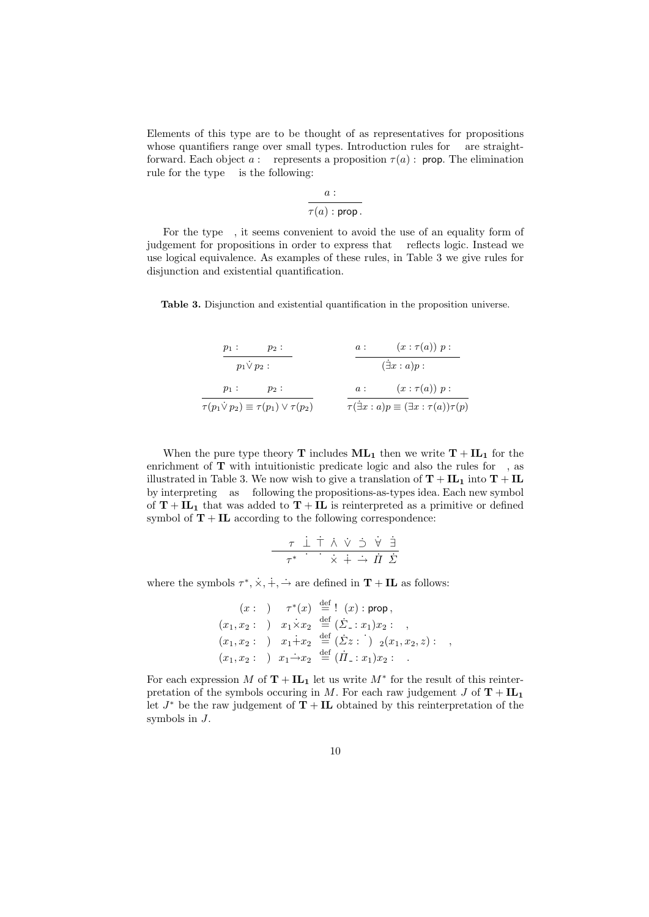Elements of this type are to be thought of as representatives for propositions whose quantifiers range over small types. Introduction rules for   are straightforward. Each object $a :$   represents a proposition $\tau(a) :$ prop. The elimination rule for the type   is the following:

$$\frac{a :}{\tau(a) : \mathsf{prop}\,.}$$

For the type  , it seems convenient to avoid the use of an equality form of judgement for propositions in order to express that   reflects logic. Instead we use logical equivalence. As examples of these rules, in Table 3 we give rules for disjunction and existential quantification.

**Table 3.** Disjunction and existential quantification in the proposition universe.

$$\frac{p_1 : \qquad p_2 :}{p_1 \dot{\vee}\, p_2 :} \qquad\qquad \frac{a : \qquad (x : \tau(a))\ p :}{(\dot{\exists} x : a) p :}$$

$$\frac{p_1 : \qquad p_2 :}{\tau(p_1 \dot{\vee}\, p_2) \equiv \tau(p_1) \vee \tau(p_2)} \qquad\qquad \frac{a : \qquad (x : \tau(a))\ p :}{\tau(\dot{\exists} x : a) p \equiv (\exists x : \tau(a)) \tau(p)}$$

When the pure type theory **T** includes $\mathbf{ML_1}$ then we write $\mathbf{T} + \mathbf{IL_1}$ for the enrichment of **T** with intuitionistic predicate logic and also the rules for  , as illustrated in Table 3. We now wish to give a translation of $\mathbf{T} + \mathbf{IL_1}$ into $\mathbf{T} + \mathbf{IL}$ by interpreting   as   following the propositions-as-types idea. Each new symbol of $\mathbf{T} + \mathbf{IL_1}$ that was added to $\mathbf{T} + \mathbf{IL}$ is reinterpreted as a primitive or defined symbol of $\mathbf{T} + \mathbf{IL}$ according to the following correspondence:

| $\tau$ | $\dot{\perp}$ | $\dot{\top}$ | $\dot{\wedge}$ | $\dot{\vee}$ | $\dot{\supset}$ | $\dot{\forall}$ | $\dot{\exists}$ |
|---|---|---|---|---|---|---|---|
| $\tau^*$ | $\dot{}$ | $\dot{}$ | $\dot{\times}$ | $\dot{+}$ | $\dot{\rightarrow}$ | $\dot{\Pi}$ | $\dot{\Sigma}$ |

where the symbols $\tau^*, \dot{\times}, \dot{+}, \dot{\rightarrow}$ are defined in $\mathbf{T} + \mathbf{IL}$ as follows:

$$\begin{array}{rrl}
(x : \ ) & \tau^*(x) & \stackrel{\text{def}}{=} !\ \ (x) : \mathsf{prop}\,, \\
(x_1, x_2 : \ ) & x_1 \dot{\times} x_2 & \stackrel{\text{def}}{=} (\dot{\Sigma}_- : x_1) x_2 : \quad , \\
(x_1, x_2 : \ ) & x_1 \dot{+} x_2 & \stackrel{\text{def}}{=} (\dot{\Sigma} z : \dot{}\ )\ _2(x_1, x_2, z) : \quad , \\
(x_1, x_2 : \ ) & x_1 \dot{\rightarrow} x_2 & \stackrel{\text{def}}{=} (\dot{\Pi}_- : x_1) x_2 : \quad .
\end{array}$$

For each expression $M$ of $\mathbf{T} + \mathbf{IL_1}$ let us write $M^*$ for the result of this reinterpretation of the symbols occuring in $M$. For each raw judgement $J$ of $\mathbf{T} + \mathbf{IL_1}$ let $J^*$ be the raw judgement of $\mathbf{T} + \mathbf{IL}$ obtained by this reinterpretation of the symbols in $J$.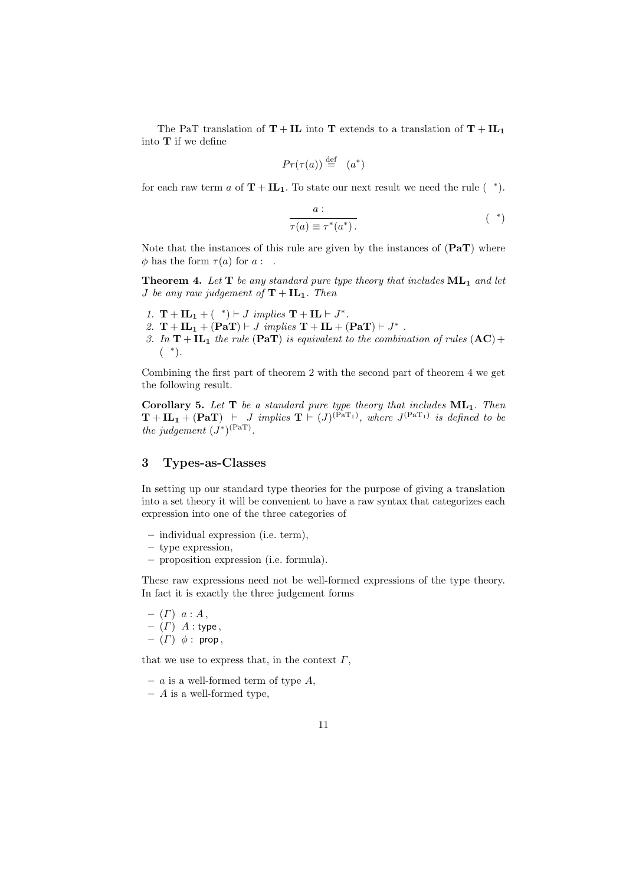The PaT translation of $\mathbf{T} + \mathbf{IL}$ into $\mathbf{T}$ extends to a translation of $\mathbf{T} + \mathbf{IL_1}$ into $\mathbf{T}$ if we define

$$Pr(\tau(a)) \overset{\text{def}}{=} \ (a^*)$$

for each raw term $a$ of $\mathbf{T} + \mathbf{IL_1}$. To state our next result we need the rule $(\ \ ^*)$.

$$\frac{a :}{\tau(a) \equiv \tau^*(a^*)\,.} \qquad (\ \ ^*)$$

Note that the instances of this rule are given by the instances of $(\mathbf{PaT})$ where $\phi$ has the form $\tau(a)$ for $a :\ $.

**Theorem 4.** *Let* $\mathbf{T}$ *be any standard pure type theory that includes* $\mathbf{ML_1}$ *and let* $J$ *be any raw judgement of* $\mathbf{T} + \mathbf{IL_1}$*. Then*

1. $\mathbf{T} + \mathbf{IL_1} + (\ \ ^*) \vdash J$ *implies* $\mathbf{T} + \mathbf{IL} \vdash J^*$.
2. $\mathbf{T} + \mathbf{IL_1} + (\mathbf{PaT}) \vdash J$ *implies* $\mathbf{T} + \mathbf{IL} + (\mathbf{PaT}) \vdash J^*$ .
3. *In* $\mathbf{T} + \mathbf{IL_1}$ *the rule* $(\mathbf{PaT})$ *is equivalent to the combination of rules* $(\mathbf{AC}) + (\ \ ^*)$.

Combining the first part of theorem 2 with the second part of theorem 4 we get the following result.

**Corollary 5.** *Let* $\mathbf{T}$ *be a standard pure type theory that includes* $\mathbf{ML_1}$*. Then* $\mathbf{T} + \mathbf{IL_1} + (\mathbf{PaT}) \ \vdash \ J$ *implies* $\mathbf{T} \vdash (J)^{(\mathrm{PaT_1})}$*, where* $J^{(\mathrm{PaT_1})}$ *is defined to be the judgement* $(J^*)^{(\mathrm{PaT})}$.

## 3 Types-as-Classes

In setting up our standard type theories for the purpose of giving a translation into a set theory it will be convenient to have a raw syntax that categorizes each expression into one of the three categories of

- individual expression (i.e. term),
- type expression,
- proposition expression (i.e. formula).

These raw expressions need not be well-formed expressions of the type theory. In fact it is exactly the three judgement forms

- $(\Gamma)\ \ a : A$,
- $(\Gamma)\ \ A : \mathsf{type}$,
- $(\Gamma)\ \ \phi :\ \mathsf{prop}$,

that we use to express that, in the context $\Gamma$,

- $a$ is a well-formed term of type $A$,
- $A$ is a well-formed type,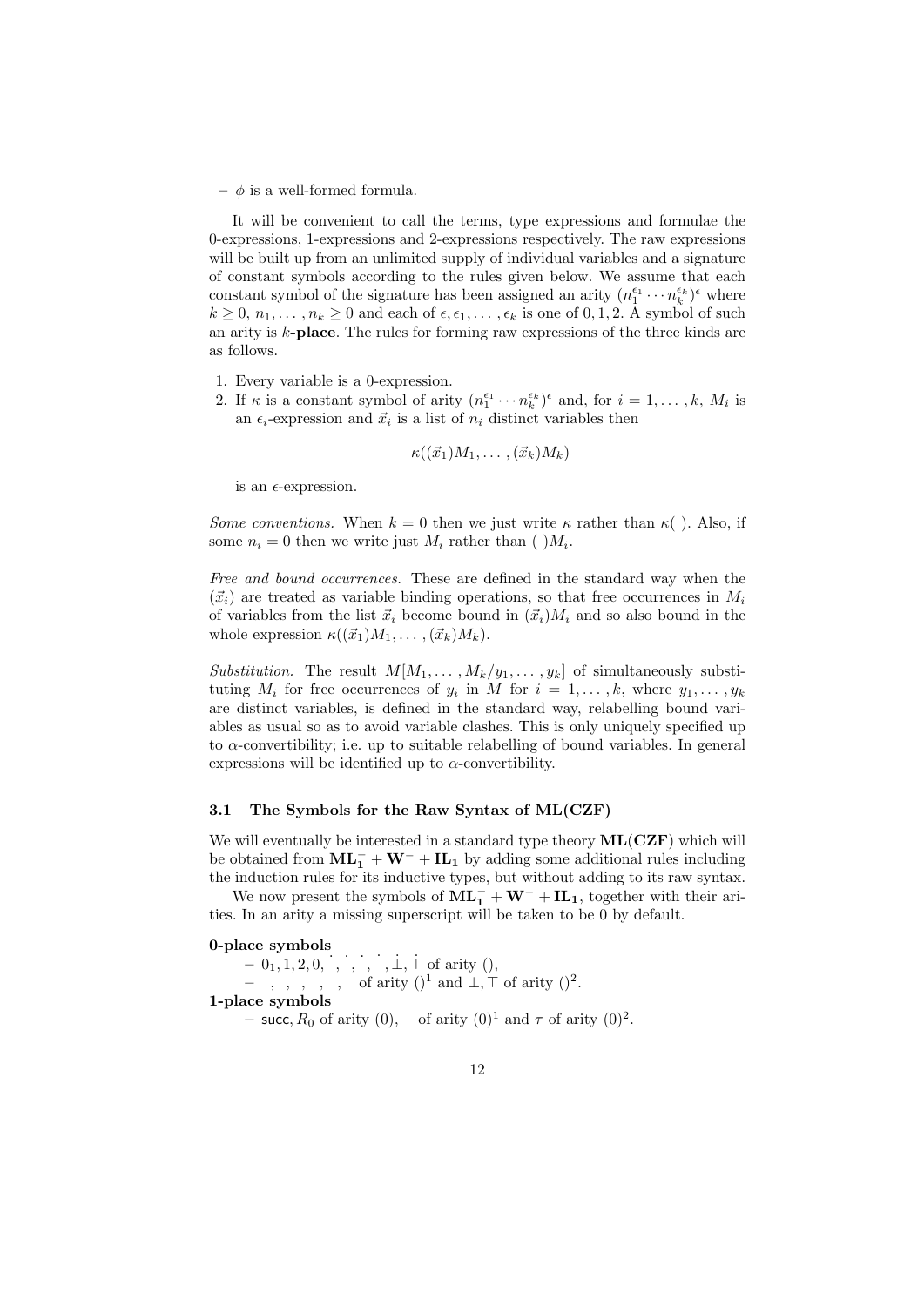– $\phi$ is a well-formed formula.

It will be convenient to call the terms, type expressions and formulae the 0-expressions, 1-expressions and 2-expressions respectively. The raw expressions will be built up from an unlimited supply of individual variables and a signature of constant symbols according to the rules given below. We assume that each constant symbol of the signature has been assigned an arity $(n_1^{\epsilon_1} \cdots n_k^{\epsilon_k})^{\epsilon}$ where $k \geq 0$, $n_1, \ldots, n_k \geq 0$ and each of $\epsilon, \epsilon_1, \ldots, \epsilon_k$ is one of $0, 1, 2$. A symbol of such an arity is **$k$-place**. The rules for forming raw expressions of the three kinds are as follows.

1. Every variable is a 0-expression.
2. If $\kappa$ is a constant symbol of arity $(n_1^{\epsilon_1} \cdots n_k^{\epsilon_k})^{\epsilon}$ and, for $i = 1, \ldots, k$, $M_i$ is an $\epsilon_i$-expression and $\vec{x}_i$ is a list of $n_i$ distinct variables then

$$\kappa((\vec{x}_1)M_1, \ldots, (\vec{x}_k)M_k)$$

is an $\epsilon$-expression.

*Some conventions.* When $k = 0$ then we just write $\kappa$ rather than $\kappa(\;)$. Also, if some $n_i = 0$ then we write just $M_i$ rather than $(\;)M_i$.

*Free and bound occurrences.* These are defined in the standard way when the $(\vec{x}_i)$ are treated as variable binding operations, so that free occurrences in $M_i$ of variables from the list $\vec{x}_i$ become bound in $(\vec{x}_i)M_i$ and so also bound in the whole expression $\kappa((\vec{x}_1)M_1, \ldots, (\vec{x}_k)M_k)$.

*Substitution.* The result $M[M_1, \ldots, M_k/y_1, \ldots, y_k]$ of simultaneously substituting $M_i$ for free occurrences of $y_i$ in $M$ for $i = 1, \ldots, k$, where $y_1, \ldots, y_k$ are distinct variables, is defined in the standard way, relabelling bound variables as usual so as to avoid variable clashes. This is only uniquely specified up to $\alpha$-convertibility; i.e. up to suitable relabelling of bound variables. In general expressions will be identified up to $\alpha$-convertibility.

### 3.1 The Symbols for the Raw Syntax of ML(CZF)

We will eventually be interested in a standard type theory $\mathbf{ML(CZF)}$ which will be obtained from $\mathbf{ML_1^-} + \mathbf{W^-} + \mathbf{IL_1}$ by adding some additional rules including the induction rules for its inductive types, but without adding to its raw syntax.

We now present the symbols of $\mathbf{ML_1^-} + \mathbf{W^-} + \mathbf{IL_1}$, together with their arities. In an arity a missing superscript will be taken to be 0 by default.

**0-place symbols**

– $0_1, 1, 2, 0, \dot{}, \dot{}, \dot{}, \dot{\bot}, \dot{\top}$ of arity $()$,
– , , , , , of arity $()^1$ and $\bot, \top$ of arity $()^2$.

**1-place symbols**

– $\mathsf{succ}, R_0$ of arity $(0)$, of arity $(0)^1$ and $\tau$ of arity $(0)^2$.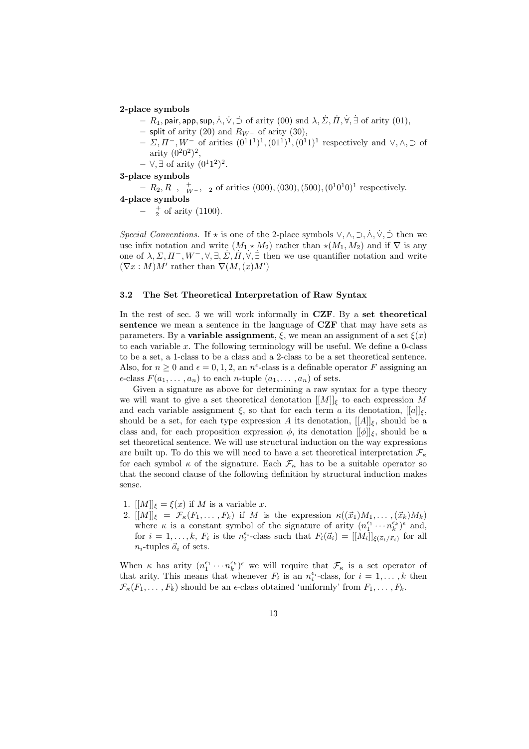**2-place symbols**

- $R_1$, $\mathsf{pair}, \mathsf{app}, \mathsf{sup}, \dot{\wedge}, \dot{\vee}, \dot{\supset}$ of arity $(00)$ snd $\lambda, \dot{\Sigma}, \dot{\Pi}, \dot{\forall}, \dot{\exists}$ of arity $(01)$,
- $\mathsf{split}$ of arity $(20)$ and $R_{W^-}$ of arity $(30)$,
- $\Sigma, \Pi^-, W^-$ of arities $(0^1 1^1)^1, (01^1)^1, (0^1 1)^1$ respectively and $\vee, \wedge, \supset$ of arity $(0^2 0^2)^2$,
- $\forall, \exists$ of arity $(0^1 1^2)^2$.

**3-place symbols**

- $R_2, R$ , $\overset{+}{_{W^-}}$, $_2$ of arities $(000), (030), (500), (0^1 0^1 0)^1$ respectively.

**4-place symbols**

- $\overset{+}{_2}$ of arity $(1100)$.

*Special Conventions.* If $\star$ is one of the 2-place symbols $\vee, \wedge, \supset, \dot{\wedge}, \dot{\vee}, \dot{\supset}$ then we use infix notation and write $(M_1 \star M_2)$ rather than $\star(M_1, M_2)$ and if $\nabla$ is any one of $\lambda, \Sigma, \Pi^-, W^-, \forall, \exists, \dot{\Sigma}, \dot{\Pi}, \dot{\forall}, \dot{\exists}$ then we use quantifier notation and write $(\nabla x : M)M'$ rather than $\nabla(M, (x)M')$

### 3.2 The Set Theoretical Interpretation of Raw Syntax

In the rest of sec. 3 we will work informally in **CZF**. By a **set theoretical sentence** we mean a sentence in the language of **CZF** that may have sets as parameters. By a **variable assignment**, $\xi$, we mean an assignment of a set $\xi(x)$ to each variable $x$. The following terminology will be useful. We define a 0-class to be a set, a 1-class to be a class and a 2-class to be a set theoretical sentence. Also, for $n \geq 0$ and $\epsilon = 0, 1, 2$, an $n^\epsilon$-class is a definable operator $F$ assigning an $\epsilon$-class $F(a_1, \ldots, a_n)$ to each $n$-tuple $(a_1, \ldots, a_n)$ of sets.

Given a signature as above for determining a raw syntax for a type theory we will want to give a set theoretical denotation $[[M]]_\xi$ to each expression $M$ and each variable assignment $\xi$, so that for each term $a$ its denotation, $[[a]]_\xi$, should be a set, for each type expression $A$ its denotation, $[[A]]_\xi$, should be a class and, for each proposition expression $\phi$, its denotation $[[\phi]]_\xi$, should be a set theoretical sentence. We will use structural induction on the way expressions are built up. To do this we will need to have a set theoretical interpretation $\mathcal{F}_\kappa$ for each symbol $\kappa$ of the signature. Each $\mathcal{F}_\kappa$ has to be a suitable operator so that the second clause of the following definition by structural induction makes sense.

1. $[[M]]_\xi = \xi(x)$ if $M$ is a variable $x$.
2. $[[M]]_\xi = \mathcal{F}_\kappa(F_1, \ldots, F_k)$ if $M$ is the expression $\kappa((\vec{x}_1)M_1, \ldots, (\vec{x}_k)M_k)$ where $\kappa$ is a constant symbol of the signature of arity $(n_1^{\epsilon_1} \cdots n_k^{\epsilon_k})^\epsilon$ and, for $i = 1, \ldots, k$, $F_i$ is the $n_i^{\epsilon_i}$-class such that $F_i(\vec{a}_i) = [[M_i]]_{\xi(\vec{a}_i/\vec{x}_i)}$ for all $n_i$-tuples $\vec{a}_i$ of sets.

When $\kappa$ has arity $(n_1^{\epsilon_1} \cdots n_k^{\epsilon_k})^\epsilon$ we will require that $\mathcal{F}_\kappa$ is a set operator of that arity. This means that whenever $F_i$ is an $n_i^{\epsilon_i}$-class, for $i = 1, \ldots, k$ then $\mathcal{F}_\kappa(F_1, \ldots, F_k)$ should be an $\epsilon$-class obtained 'uniformly' from $F_1, \ldots, F_k$.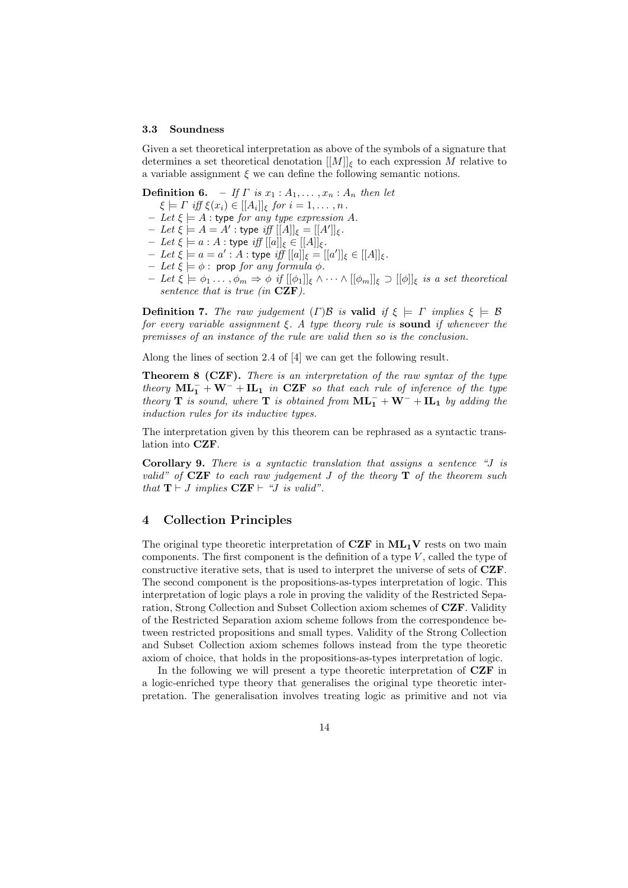### 3.3 Soundness

Given a set theoretical interpretation as above of the symbols of a signature that determines a set theoretical denotation $[[M]]_\xi$ to each expression $M$ relative to a variable assignment $\xi$ we can define the following semantic notions.

**Definition 6.** – *If $\Gamma$ is $x_1 : A_1, \ldots, x_n : A_n$ then let* $\xi \models \Gamma$ *iff* $\xi(x_i) \in [[A_i]]_\xi$ *for* $i = 1, \ldots, n$.

- *Let* $\xi \models A : \mathsf{type}$ *for any type expression* $A$.
- *Let* $\xi \models A = A' : \mathsf{type}$ *iff* $[[A]]_\xi = [[A']]_\xi$.
- *Let* $\xi \models a : A : \mathsf{type}$ *iff* $[[a]]_\xi \in [[A]]_\xi$.
- *Let* $\xi \models a = a' : A : \mathsf{type}$ *iff* $[[a]]_\xi = [[a']]_\xi \in [[A]]_\xi$.
- *Let* $\xi \models \phi : \mathsf{prop}$ *for any formula* $\phi$.
- *Let* $\xi \models \phi_1 \ldots, \phi_m \Rightarrow \phi$ *if* $[[\phi_1]]_\xi \wedge \cdots \wedge [[\phi_m]]_\xi \supset [[\phi]]_\xi$ *is a set theoretical sentence that is true (in* **CZF***).*

**Definition 7.** *The raw judgement* $(\Gamma)\mathcal{B}$ *is* **valid** *if* $\xi \models \Gamma$ *implies* $\xi \models \mathcal{B}$ *for every variable assignment* $\xi$*. A type theory rule is* **sound** *if whenever the premisses of an instance of the rule are valid then so is the conclusion.*

Along the lines of section 2.4 of [4] we can get the following result.

**Theorem 8 (CZF).** *There is an interpretation of the raw syntax of the type theory* $\mathbf{ML_1^-} + \mathbf{W^-} + \mathbf{IL_1}$ *in* **CZF** *so that each rule of inference of the type theory* $\mathbf{T}$ *is sound, where* $\mathbf{T}$ *is obtained from* $\mathbf{ML_1^-} + \mathbf{W^-} + \mathbf{IL_1}$ *by adding the induction rules for its inductive types.*

The interpretation given by this theorem can be rephrased as a syntactic translation into **CZF**.

**Corollary 9.** *There is a syntactic translation that assigns a sentence "J is valid" of* **CZF** *to each raw judgement* $J$ *of the theory* $\mathbf{T}$ *of the theorem such that* $\mathbf{T} \vdash J$ *implies* $\mathbf{CZF} \vdash$ *"J is valid".*

## 4 Collection Principles

The original type theoretic interpretation of **CZF** in $\mathbf{ML_1V}$ rests on two main components. The first component is the definition of a type $V$, called the type of constructive iterative sets, that is used to interpret the universe of sets of **CZF**. The second component is the propositions-as-types interpretation of logic. This interpretation of logic plays a role in proving the validity of the Restricted Separation, Strong Collection and Subset Collection axiom schemes of **CZF**. Validity of the Restricted Separation axiom scheme follows from the correspondence between restricted propositions and small types. Validity of the Strong Collection and Subset Collection axiom schemes follows instead from the type theoretic axiom of choice, that holds in the propositions-as-types interpretation of logic.

In the following we will present a type theoretic interpretation of **CZF** in a logic-enriched type theory that generalises the original type theoretic interpretation. The generalisation involves treating logic as primitive and not via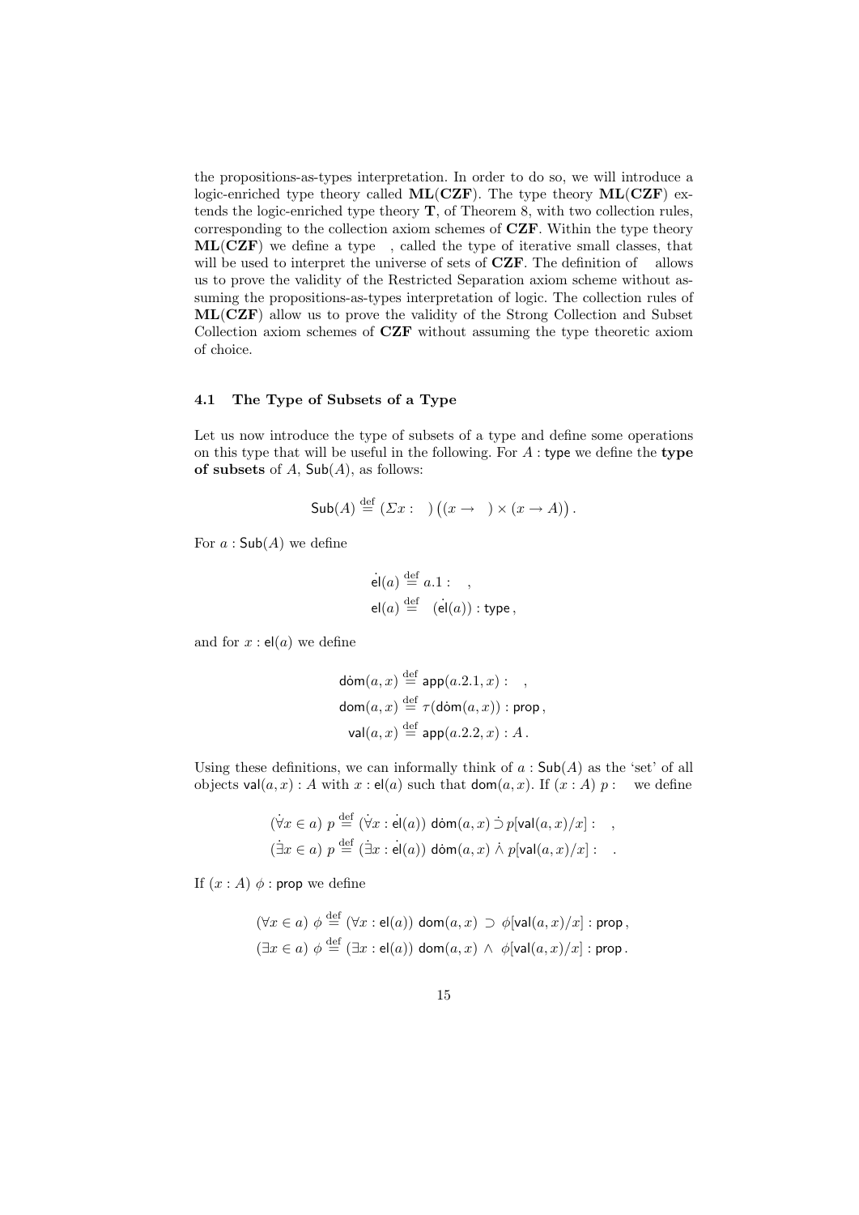the propositions-as-types interpretation. In order to do so, we will introduce a logic-enriched type theory called **ML(CZF)**. The type theory **ML(CZF)** extends the logic-enriched type theory **T**, of Theorem 8, with two collection rules, corresponding to the collection axiom schemes of **CZF**. Within the type theory **ML(CZF)** we define a type , called the type of iterative small classes, that will be used to interpret the universe of sets of **CZF**. The definition of allows us to prove the validity of the Restricted Separation axiom scheme without assuming the propositions-as-types interpretation of logic. The collection rules of **ML(CZF)** allow us to prove the validity of the Strong Collection and Subset Collection axiom schemes of **CZF** without assuming the type theoretic axiom of choice.

### 4.1 The Type of Subsets of a Type

Let us now introduce the type of subsets of a type and define some operations on this type that will be useful in the following. For $A : \mathsf{type}$ we define the **type of subsets** of $A$, $\mathsf{Sub}(A)$, as follows:

$$\mathsf{Sub}(A) \stackrel{\text{def}}{=} (\Sigma x : \quad) \big( (x \to \quad) \times (x \to A) \big) .$$

For $a : \mathsf{Sub}(A)$ we define

$$\begin{aligned} \dot{\mathsf{el}}(a) &\stackrel{\text{def}}{=} a.1 : \quad , \\ \mathsf{el}(a) &\stackrel{\text{def}}{=} \quad (\dot{\mathsf{el}}(a)) : \mathsf{type} , \end{aligned}$$

and for $x : \mathsf{el}(a)$ we define

$$\begin{aligned} \dot{\mathsf{dom}}(a, x) &\stackrel{\text{def}}{=} \mathsf{app}(a.2.1, x) : \quad , \\ \mathsf{dom}(a, x) &\stackrel{\text{def}}{=} \tau(\dot{\mathsf{dom}}(a, x)) : \mathsf{prop} , \\ \mathsf{val}(a, x) &\stackrel{\text{def}}{=} \mathsf{app}(a.2.2, x) : A . \end{aligned}$$

Using these definitions, we can informally think of $a : \mathsf{Sub}(A)$ as the 'set' of all objects $\mathsf{val}(a, x) : A$ with $x : \mathsf{el}(a)$ such that $\mathsf{dom}(a, x)$. If $(x : A)\ p :$ we define

$$\begin{aligned} (\dot{\forall} x \in a)\ p &\stackrel{\text{def}}{=} (\dot{\forall} x : \dot{\mathsf{el}}(a))\ \dot{\mathsf{dom}}(a, x) \mathbin{\dot{\supset}} p[\mathsf{val}(a, x)/x] : \quad , \\ (\dot{\exists} x \in a)\ p &\stackrel{\text{def}}{=} (\dot{\exists} x : \dot{\mathsf{el}}(a))\ \dot{\mathsf{dom}}(a, x) \mathbin{\dot{\wedge}} p[\mathsf{val}(a, x)/x] : \quad . \end{aligned}$$

If $(x : A)\ \phi : \mathsf{prop}$ we define

$$\begin{aligned} (\forall x \in a)\ \phi &\stackrel{\text{def}}{=} (\forall x : \mathsf{el}(a))\ \mathsf{dom}(a, x) \supset \phi[\mathsf{val}(a, x)/x] : \mathsf{prop} , \\ (\exists x \in a)\ \phi &\stackrel{\text{def}}{=} (\exists x : \mathsf{el}(a))\ \mathsf{dom}(a, x) \wedge \phi[\mathsf{val}(a, x)/x] : \mathsf{prop} . \end{aligned}$$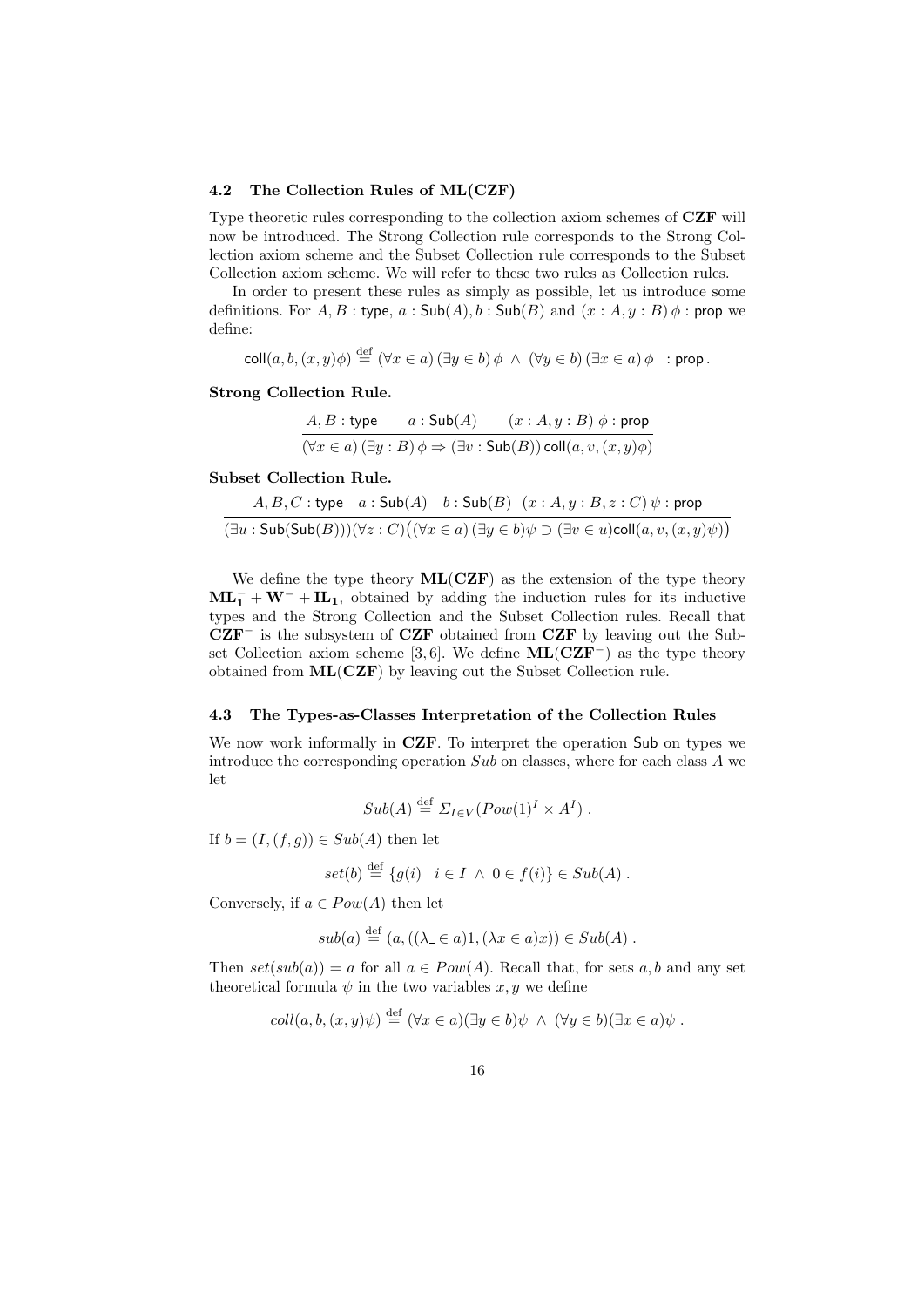### 4.2 The Collection Rules of ML(CZF)

Type theoretic rules corresponding to the collection axiom schemes of **CZF** will now be introduced. The Strong Collection rule corresponds to the Strong Collection axiom scheme and the Subset Collection rule corresponds to the Subset Collection axiom scheme. We will refer to these two rules as Collection rules.

In order to present these rules as simply as possible, let us introduce some definitions. For $A, B : \mathsf{type}$, $a : \mathsf{Sub}(A), b : \mathsf{Sub}(B)$ and $(x : A, y : B)\, \phi : \mathsf{prop}$ we define:

$$\mathsf{coll}(a, b, (x, y)\phi) \stackrel{\text{def}}{=} (\forall x \in a)\, (\exists y \in b)\, \phi \;\wedge\; (\forall y \in b)\, (\exists x \in a)\, \phi \quad : \mathsf{prop}\,.$$

**Strong Collection Rule.**

$$\frac{A, B : \mathsf{type} \qquad a : \mathsf{Sub}(A) \qquad (x : A, y : B)\, \phi : \mathsf{prop}}{(\forall x \in a)\, (\exists y : B)\, \phi \Rightarrow (\exists v : \mathsf{Sub}(B))\, \mathsf{coll}(a, v, (x, y)\phi)}$$

**Subset Collection Rule.**

$$\frac{A, B, C : \mathsf{type} \quad a : \mathsf{Sub}(A) \quad b : \mathsf{Sub}(B) \quad (x : A, y : B, z : C)\, \psi : \mathsf{prop}}{(\exists u : \mathsf{Sub}(\mathsf{Sub}(B)))(\forall z : C)\big((\forall x \in a)\, (\exists y \in b)\psi \supset (\exists v \in u)\mathsf{coll}(a, v, (x, y)\psi)\big)}$$

We define the type theory **ML(CZF)** as the extension of the type theory $\mathbf{ML_1^-} + \mathbf{W^-} + \mathbf{IL_1}$, obtained by adding the induction rules for its inductive types and the Strong Collection and the Subset Collection rules. Recall that $\mathbf{CZF^-}$ is the subsystem of **CZF** obtained from **CZF** by leaving out the Subset Collection axiom scheme [3, 6]. We define $\mathbf{ML(CZF^-)}$ as the type theory obtained from **ML(CZF)** by leaving out the Subset Collection rule.

### 4.3 The Types-as-Classes Interpretation of the Collection Rules

We now work informally in **CZF**. To interpret the operation $\mathsf{Sub}$ on types we introduce the corresponding operation $Sub$ on classes, where for each class $A$ we let

$$Sub(A) \stackrel{\text{def}}{=} \Sigma_{I \in V}(Pow(1)^I \times A^I)\,.$$

If $b = (I, (f, g)) \in Sub(A)$ then let

$$set(b) \stackrel{\text{def}}{=} \{g(i) \mid i \in I \;\wedge\; 0 \in f(i)\} \in Sub(A)\,.$$

Conversely, if $a \in Pow(A)$ then let

$$sub(a) \stackrel{\text{def}}{=} (a, ((\lambda\_ \in a)1, (\lambda x \in a)x)) \in Sub(A)\,.$$

Then $set(sub(a)) = a$ for all $a \in Pow(A)$. Recall that, for sets $a, b$ and any set theoretical formula $\psi$ in the two variables $x, y$ we define

$$coll(a, b, (x, y)\psi) \stackrel{\text{def}}{=} (\forall x \in a)(\exists y \in b)\psi \;\wedge\; (\forall y \in b)(\exists x \in a)\psi\,.$$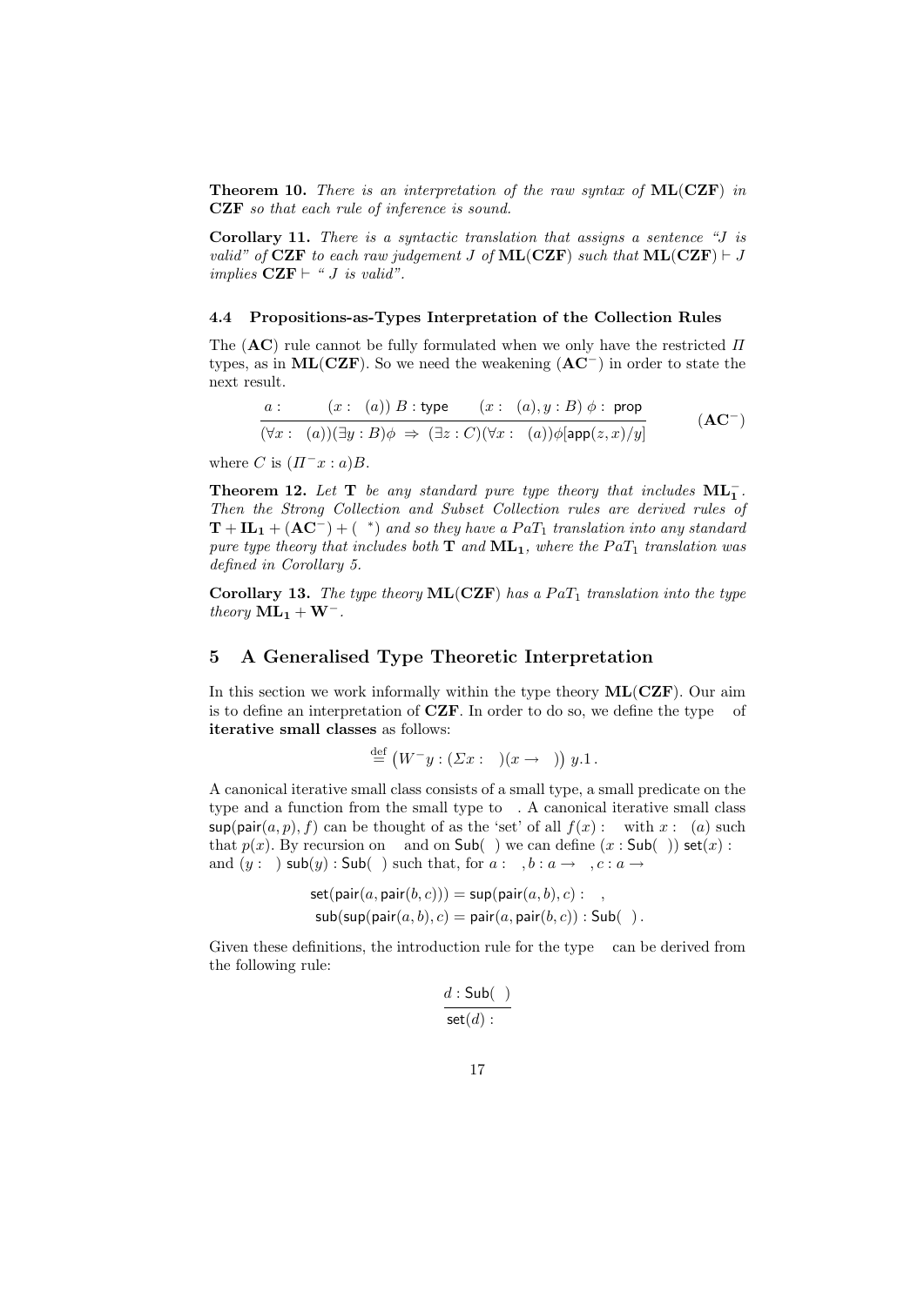**Theorem 10.** *There is an interpretation of the raw syntax of* **ML**(**CZF**) *in* **CZF** *so that each rule of inference is sound.*

**Corollary 11.** *There is a syntactic translation that assigns a sentence "J is valid" of* **CZF** *to each raw judgement J of* **ML**(**CZF**) *such that* $\mathbf{ML}(\mathbf{CZF}) \vdash J$ *implies* $\mathbf{CZF} \vdash$ *" J is valid".*

### 4.4 Propositions-as-Types Interpretation of the Collection Rules

The (**AC**) rule cannot be fully formulated when we only have the restricted $\Pi$ types, as in **ML**(**CZF**). So we need the weakening ($\mathbf{AC}^-$) in order to state the next result.

$$\frac{a : \qquad (x : \ (a))\ B : \mathsf{type} \qquad (x : \ (a), y : B)\ \phi : \ \mathsf{prop}}{(\forall x : \ (a))(\exists y : B)\phi \ \Rightarrow \ (\exists z : C)(\forall x : \ (a))\phi[\mathsf{app}(z,x)/y]} \qquad (\mathbf{AC}^-)$$

where $C$ is $(\Pi^- x : a)B$.

**Theorem 12.** *Let* **T** *be any standard pure type theory that includes* $\mathbf{ML}_\mathbf{1}^-$*. Then the Strong Collection and Subset Collection rules are derived rules of* $\mathbf{T} + \mathbf{IL}_\mathbf{1} + (\mathbf{AC}^-) + (\ ^*)$ *and so they have a* $PaT_1$ *translation into any standard pure type theory that includes both* **T** *and* $\mathbf{ML}_\mathbf{1}$*, where the* $PaT_1$ *translation was defined in Corollary 5.*

**Corollary 13.** *The type theory* **ML**(**CZF**) *has a* $PaT_1$ *translation into the type theory* $\mathbf{ML}_\mathbf{1} + \mathbf{W}^-$*.*

## 5 A Generalised Type Theoretic Interpretation

In this section we work informally within the type theory **ML**(**CZF**). Our aim is to define an interpretation of **CZF**. In order to do so, we define the type of **iterative small classes** as follows:

$$\stackrel{\text{def}}{=} \left(W^- y : (\Sigma x : \ )(x \to \ )\right)\ y.1\,.$$

A canonical iterative small class consists of a small type, a small predicate on the type and a function from the small type to . A canonical iterative small class $\mathsf{sup}(\mathsf{pair}(a,p),f)$ can be thought of as the 'set' of all $f(x) :$ with $x : \ (a)$ such that $p(x)$. By recursion on and on $\mathsf{Sub}(\ )$ we can define $(x : \mathsf{Sub}(\ ))\ \mathsf{set}(x) :$ and $(y : \ )\ \mathsf{sub}(y) : \mathsf{Sub}(\ )$ such that, for $a : \ , b : a \to \ , c : a \to$

$$\mathsf{set}(\mathsf{pair}(a, \mathsf{pair}(b,c))) = \mathsf{sup}(\mathsf{pair}(a,b), c) : \ ,$$
$$\mathsf{sub}(\mathsf{sup}(\mathsf{pair}(a,b), c) = \mathsf{pair}(a, \mathsf{pair}(b,c)) : \mathsf{Sub}(\ )\,.$$

Given these definitions, the introduction rule for the type can be derived from the following rule:

$$\frac{d : \mathsf{Sub}(\ )}{\mathsf{set}(d) :}$$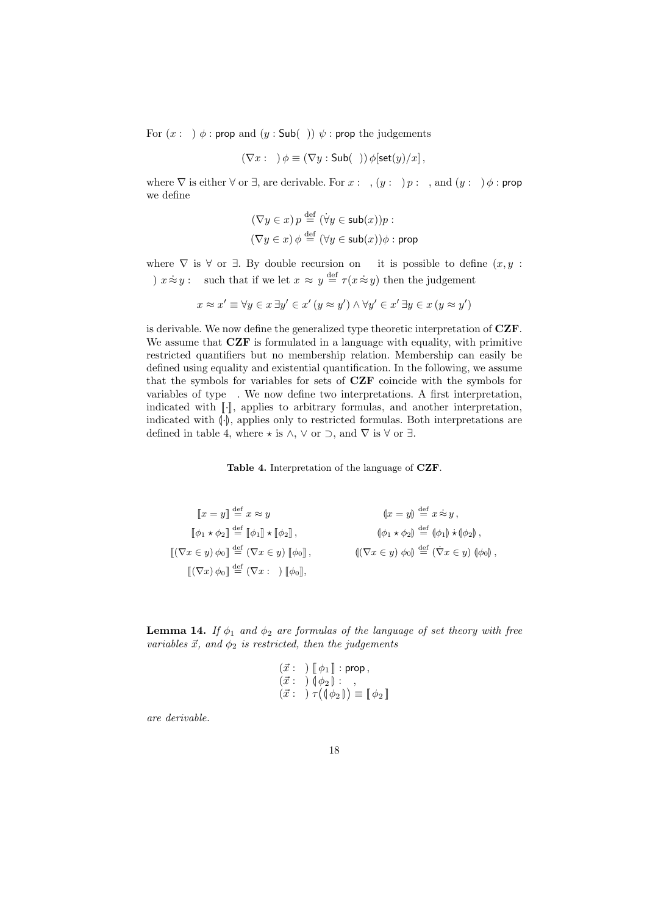For $(x : \ ) \ \phi : \mathsf{prop}$ and $(y : \mathsf{Sub}( \ )) \ \psi : \mathsf{prop}$ the judgements

$$(\nabla x : \ ) \, \phi \equiv (\nabla y : \mathsf{Sub}( \ )) \, \phi[\mathsf{set}(y)/x] \,,$$

where $\nabla$ is either $\forall$ or $\exists$, are derivable. For $x : \ $, $(y : \ ) \, p : \ $, and $(y : \ ) \, \phi : \mathsf{prop}$ we define

$$(\nabla y \in x) \, p \stackrel{\text{def}}{=} (\dot{\forall} y \in \mathsf{sub}(x)) p :$$
$$(\nabla y \in x) \, \phi \stackrel{\text{def}}{=} (\forall y \in \mathsf{sub}(x)) \phi : \mathsf{prop}$$

where $\nabla$ is $\forall$ or $\exists$. By double recursion on it is possible to define $(x, y : \ ) \ x \mathrel{\dot{\approx}} y :$ such that if we let $x \approx y \stackrel{\text{def}}{=} \tau(x \mathrel{\dot{\approx}} y)$ then the judgement

$$x \approx x' \equiv \forall y \in x \, \exists y' \in x' \, (y \approx y') \wedge \forall y' \in x' \, \exists y \in x \, (y \approx y')$$

is derivable. We now define the generalized type theoretic interpretation of **CZF**. We assume that **CZF** is formulated in a language with equality, with primitive restricted quantifiers but no membership relation. Membership can easily be defined using equality and existential quantification. In the following, we assume that the symbols for variables for sets of **CZF** coincide with the symbols for variables of type . We now define two interpretations. A first interpretation, indicated with $[\![\cdot]\!]$, applies to arbitrary formulas, and another interpretation, indicated with $(\!|\cdot|\!)$, applies only to restricted formulas. Both interpretations are defined in table 4, where $\star$ is $\wedge$, $\vee$ or $\supset$, and $\nabla$ is $\forall$ or $\exists$.

**Table 4.** Interpretation of the language of **CZF**.

| | |
|---|---|
| $[\![x = y]\!] \stackrel{\text{def}}{=} x \approx y$ | $(\!\vert x = y \vert\!) \stackrel{\text{def}}{=} x \mathrel{\dot{\approx}} y \,,$ |
| $[\![\phi_1 \star \phi_2]\!] \stackrel{\text{def}}{=} [\![\phi_1]\!] \star [\![\phi_2]\!] \,,$ | $(\!\vert \phi_1 \star \phi_2 \vert\!) \stackrel{\text{def}}{=} (\!\vert \phi_1 \vert\!) \mathbin{\dot{\star}} (\!\vert \phi_2 \vert\!) \,,$ |
| $[\![(\nabla x \in y) \, \phi_0]\!] \stackrel{\text{def}}{=} (\nabla x \in y) \, [\![\phi_0]\!] \,,$ | $(\!\vert (\nabla x \in y) \, \phi_0 \vert\!) \stackrel{\text{def}}{=} (\dot{\nabla} x \in y) \, (\!\vert \phi_0 \vert\!) \,,$ |
| $[\![(\nabla x) \, \phi_0]\!] \stackrel{\text{def}}{=} (\nabla x : \ ) \, [\![\phi_0]\!],$ | |

**Lemma 14.** *If $\phi_1$ and $\phi_2$ are formulas of the language of set theory with free variables $\vec{x}$, and $\phi_2$ is restricted, then the judgements*

$$(\vec{x} : \ ) \ [\![\, \phi_1 \,]\!] : \mathsf{prop} \,,$$
$$(\vec{x} : \ ) \ (\!|\, \phi_2 \,|\!) : \ \,,$$
$$(\vec{x} : \ ) \ \tau\big((\!|\, \phi_2 \,|\!)\big) \equiv [\![\, \phi_2 \,]\!]$$

*are derivable.*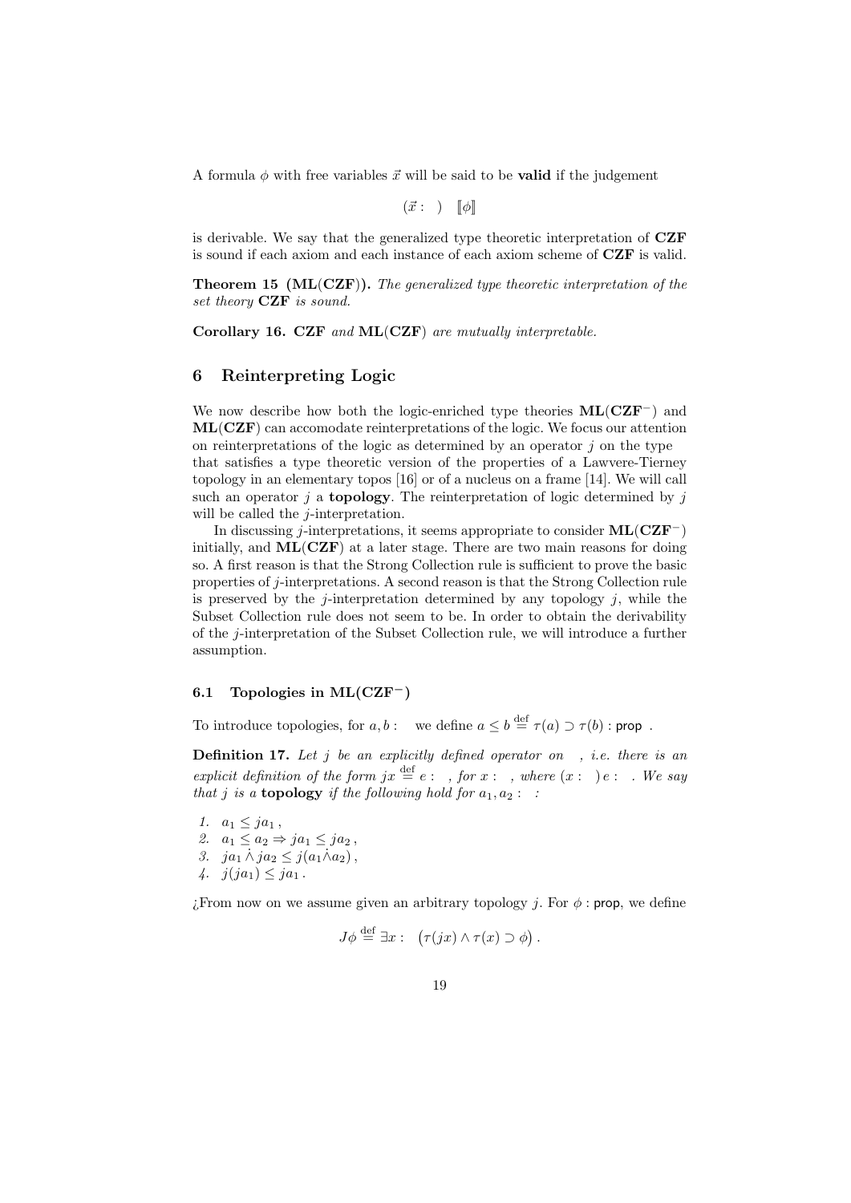A formula $\phi$ with free variables $\vec{x}$ will be said to be **valid** if the judgement

$$(\vec{x} : \ ) \quad [\![\phi]\!]$$

is derivable. We say that the generalized type theoretic interpretation of **CZF** is sound if each axiom and each instance of each axiom scheme of **CZF** is valid.

**Theorem 15 (ML(CZF)).** *The generalized type theoretic interpretation of the set theory* **CZF** *is sound.*

**Corollary 16.** **CZF** *and* **ML(CZF)** *are mutually interpretable.*

## 6 Reinterpreting Logic

We now describe how both the logic-enriched type theories $\mathbf{ML}(\mathbf{CZF}^{-})$ and $\mathbf{ML}(\mathbf{CZF})$ can accomodate reinterpretations of the logic. We focus our attention on reinterpretations of the logic as determined by an operator $j$ on the type that satisfies a type theoretic version of the properties of a Lawvere-Tierney topology in an elementary topos [16] or of a nucleus on a frame [14]. We will call such an operator $j$ a **topology**. The reinterpretation of logic determined by $j$ will be called the $j$-interpretation.

In discussing $j$-interpretations, it seems appropriate to consider $\mathbf{ML}(\mathbf{CZF}^{-})$ initially, and $\mathbf{ML}(\mathbf{CZF})$ at a later stage. There are two main reasons for doing so. A first reason is that the Strong Collection rule is sufficient to prove the basic properties of $j$-interpretations. A second reason is that the Strong Collection rule is preserved by the $j$-interpretation determined by any topology $j$, while the Subset Collection rule does not seem to be. In order to obtain the derivability of the $j$-interpretation of the Subset Collection rule, we will introduce a further assumption.

### 6.1 Topologies in $\mathbf{ML}(\mathbf{CZF}^{-})$

To introduce topologies, for $a, b :$ we define $a \leq b \stackrel{\text{def}}{=} \tau(a) \supset \tau(b) : \mathsf{prop}$ .

**Definition 17.** *Let $j$ be an explicitly defined operator on , i.e. there is an explicit definition of the form $jx \stackrel{\text{def}}{=} e :$ , for $x :$ , where $(x : \ ) \, e :$ . We say that $j$ is a* **topology** *if the following hold for $a_1, a_2 :$ :*

1. $a_1 \leq ja_1$ ,
2. $a_1 \leq a_2 \Rightarrow ja_1 \leq ja_2$ ,
3. $ja_1 \dot{\wedge} ja_2 \leq j(a_1 \dot{\wedge} a_2)$ ,
4. $j(ja_1) \leq ja_1$ .

¿From now on we assume given an arbitrary topology $j$. For $\phi : \mathsf{prop}$, we define

$$J\phi \stackrel{\text{def}}{=} \exists x : \ \big(\tau(jx) \wedge \tau(x) \supset \phi\big) \, .$$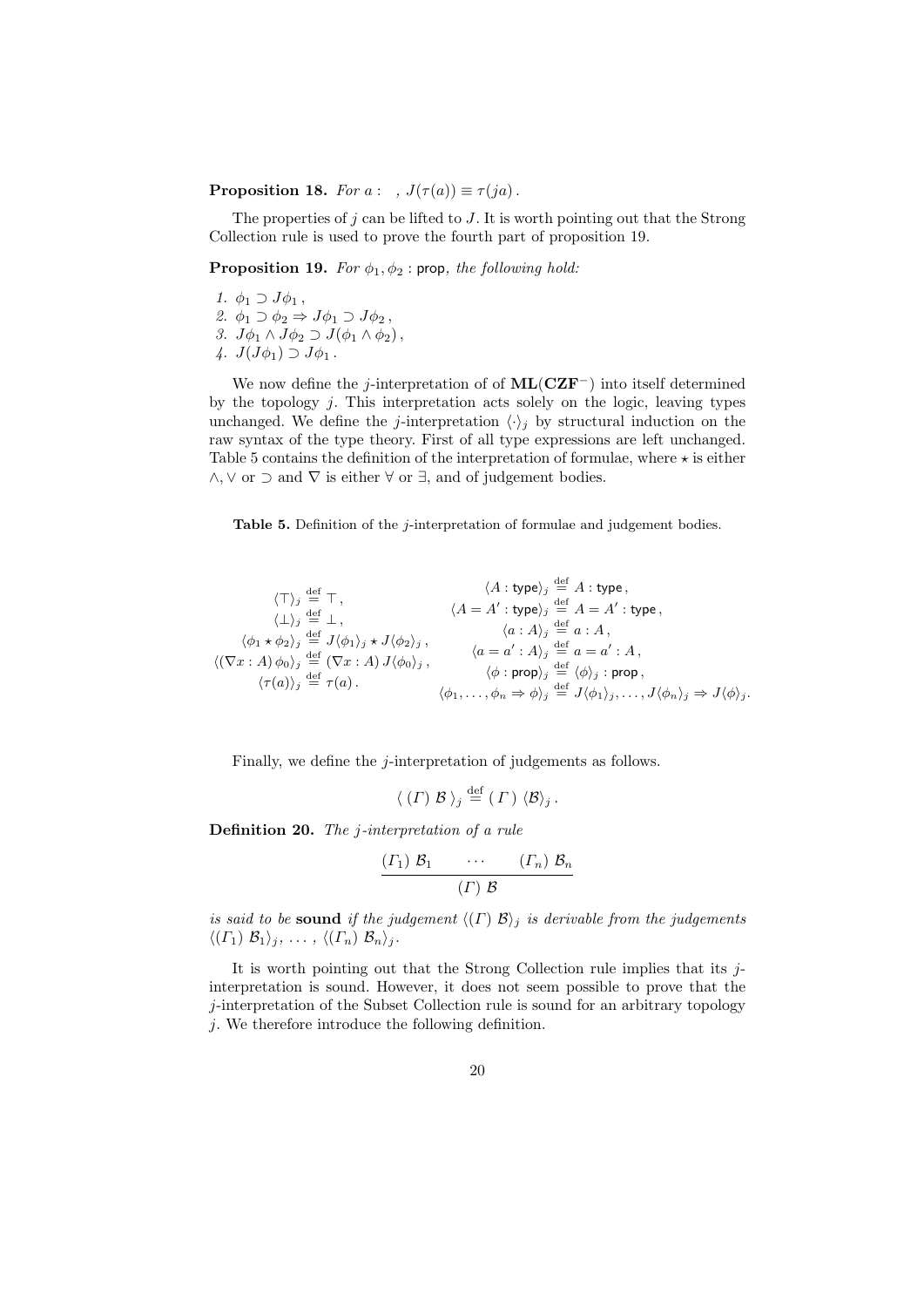**Proposition 18.** *For* $a :\ \ $, $J(\tau(a)) \equiv \tau(ja)$.

The properties of $j$ can be lifted to $J$. It is worth pointing out that the Strong Collection rule is used to prove the fourth part of proposition 19.

**Proposition 19.** *For* $\phi_1, \phi_2 : \mathsf{prop}$*, the following hold:*

1. $\phi_1 \supset J\phi_1$,
2. $\phi_1 \supset \phi_2 \Rightarrow J\phi_1 \supset J\phi_2$,
3. $J\phi_1 \wedge J\phi_2 \supset J(\phi_1 \wedge \phi_2)$,
4. $J(J\phi_1) \supset J\phi_1$.

We now define the $j$-interpretation of of $\mathbf{ML}(\mathbf{CZF}^-)$ into itself determined by the topology $j$. This interpretation acts solely on the logic, leaving types unchanged. We define the $j$-interpretation $\langle \cdot \rangle_j$ by structural induction on the raw syntax of the type theory. First of all type expressions are left unchanged. Table 5 contains the definition of the interpretation of formulae, where $\star$ is either $\wedge, \vee$ or $\supset$ and $\nabla$ is either $\forall$ or $\exists$, and of judgement bodies.

**Table 5.** Definition of the $j$-interpretation of formulae and judgement bodies.

$$
\begin{array}{cc}
\begin{array}{c}
\langle \top \rangle_j \stackrel{\text{def}}{=} \top\,, \\
\langle \bot \rangle_j \stackrel{\text{def}}{=} \bot\,, \\
\langle \phi_1 \star \phi_2 \rangle_j \stackrel{\text{def}}{=} J\langle \phi_1 \rangle_j \star J\langle \phi_2 \rangle_j\,, \\
\langle (\nabla x : A)\, \phi_0 \rangle_j \stackrel{\text{def}}{=} (\nabla x : A)\, J\langle \phi_0 \rangle_j\,, \\
\langle \tau(a) \rangle_j \stackrel{\text{def}}{=} \tau(a)\,.
\end{array}
&
\begin{array}{c}
\langle A : \mathsf{type} \rangle_j \stackrel{\text{def}}{=} A : \mathsf{type}\,, \\
\langle A = A' : \mathsf{type} \rangle_j \stackrel{\text{def}}{=} A = A' : \mathsf{type}\,, \\
\langle a : A \rangle_j \stackrel{\text{def}}{=} a : A\,, \\
\langle a = a' : A \rangle_j \stackrel{\text{def}}{=} a = a' : A\,, \\
\langle \phi : \mathsf{prop} \rangle_j \stackrel{\text{def}}{=} \langle \phi \rangle_j : \mathsf{prop}\,, \\
\langle \phi_1, \ldots, \phi_n \Rightarrow \phi \rangle_j \stackrel{\text{def}}{=} J\langle \phi_1 \rangle_j, \ldots, J\langle \phi_n \rangle_j \Rightarrow J\langle \phi \rangle_j.
\end{array}
\end{array}
$$

Finally, we define the $j$-interpretation of judgements as follows.

$$\langle\ (\Gamma)\ \mathcal{B}\ \rangle_j \stackrel{\text{def}}{=} (\ \Gamma\ )\ \langle \mathcal{B} \rangle_j\,.$$

**Definition 20.** *The* $j$*-interpretation of a rule*

$$\frac{(\Gamma_1)\ \mathcal{B}_1 \qquad \cdots \qquad (\Gamma_n)\ \mathcal{B}_n}{(\Gamma)\ \mathcal{B}}$$

*is said to be* **sound** *if the judgement* $\langle (\Gamma)\ \mathcal{B} \rangle_j$ *is derivable from the judgements* $\langle (\Gamma_1)\ \mathcal{B}_1 \rangle_j,\ \ldots\ ,\ \langle (\Gamma_n)\ \mathcal{B}_n \rangle_j$.

It is worth pointing out that the Strong Collection rule implies that its $j$-interpretation is sound. However, it does not seem possible to prove that the $j$-interpretation of the Subset Collection rule is sound for an arbitrary topology $j$. We therefore introduce the following definition.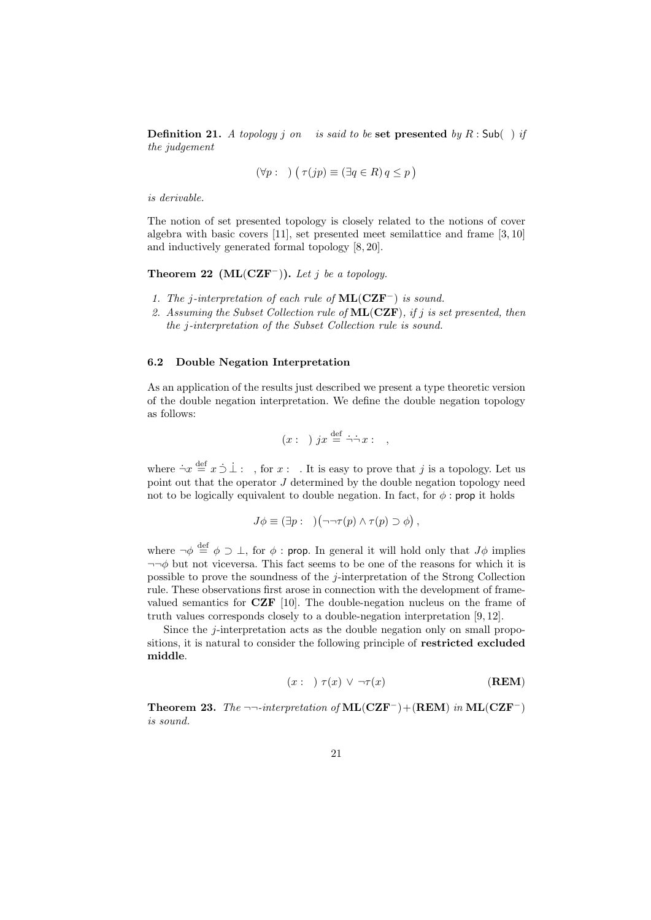**Definition 21.** *A topology $j$ on  is said to be* **set presented** *by $R : \mathsf{Sub}(\ )$ if the judgement*

$$(\forall p : \ )\left( \tau(jp) \equiv (\exists q \in R)\, q \le p \right)$$

*is derivable.*

The notion of set presented topology is closely related to the notions of cover algebra with basic covers [11], set presented meet semilattice and frame [3, 10] and inductively generated formal topology [8, 20].

**Theorem 22 (ML(CZF$^{-}$)).** *Let $j$ be a topology.*

1. *The $j$-interpretation of each rule of* **ML(CZF$^{-}$)** *is sound.*
2. *Assuming the Subset Collection rule of* **ML(CZF)**, *if $j$ is set presented, then the $j$-interpretation of the Subset Collection rule is sound.*

### 6.2 Double Negation Interpretation

As an application of the results just described we present a type theoretic version of the double negation interpretation. We define the double negation topology as follows:

$$(x : \ )\ jx \stackrel{\text{def}}{=} \dot{\neg}\dot{\neg}\, x : \quad ,$$

where $\dot{\neg} x \stackrel{\text{def}}{=} x \,\dot{\supset}\, \dot{\bot} : \ $, for $x : \ $. It is easy to prove that $j$ is a topology. Let us point out that the operator $J$ determined by the double negation topology need not to be logically equivalent to double negation. In fact, for $\phi : \mathsf{prop}$ it holds

$$J\phi \equiv (\exists p : \ )\left(\neg\neg\tau(p) \wedge \tau(p) \supset \phi\right),$$

where $\neg \phi \stackrel{\text{def}}{=} \phi \supset \bot$, for $\phi : \mathsf{prop}$. In general it will hold only that $J\phi$ implies $\neg\neg\phi$ but not viceversa. This fact seems to be one of the reasons for which it is possible to prove the soundness of the $j$-interpretation of the Strong Collection rule. These observations first arose in connection with the development of frame-valued semantics for **CZF** [10]. The double-negation nucleus on the frame of truth values corresponds closely to a double-negation interpretation [9, 12].

Since the $j$-interpretation acts as the double negation only on small propositions, it is natural to consider the following principle of **restricted excluded middle**.

$$(x : \ )\ \tau(x)\ \vee\ \neg\tau(x) \qquad \textbf{(REM)}$$

**Theorem 23.** *The $\neg\neg$-interpretation of* **ML(CZF$^{-}$)+(REM)** *in* **ML(CZF$^{-}$)** *is sound.*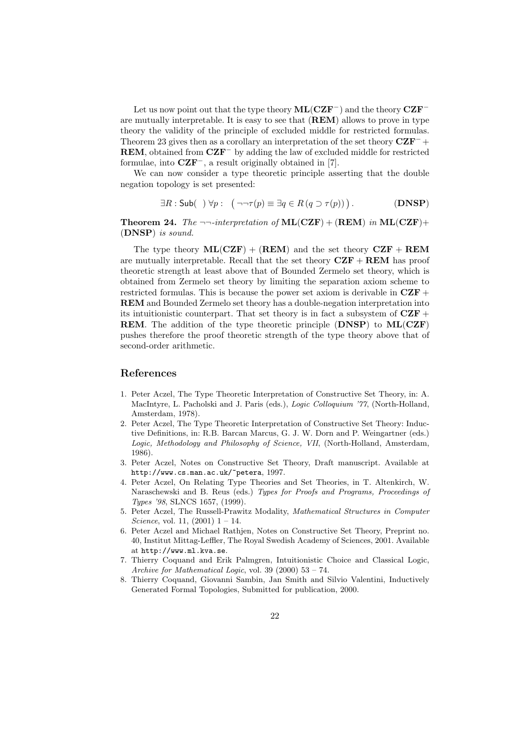Let us now point out that the type theory $\mathbf{ML}(\mathbf{CZF}^-)$ and the theory $\mathbf{CZF}^-$ are mutually interpretable. It is easy to see that (**REM**) allows to prove in type theory the validity of the principle of excluded middle for restricted formulas. Theorem 23 gives then as a corollary an interpretation of the set theory $\mathbf{CZF}^- + \mathbf{REM}$, obtained from $\mathbf{CZF}^-$ by adding the law of excluded middle for restricted formulae, into $\mathbf{CZF}^-$, a result originally obtained in [7].

We can now consider a type theoretic principle asserting that the double negation topology is set presented:

$$\exists R : \mathsf{Sub}(\;)\; \forall p : \; \big( \neg\neg\tau(p) \equiv \exists q \in R \,(q \supset \tau(p)) \big) . \qquad (\mathbf{DNSP})$$

**Theorem 24.** *The* $\neg\neg$*-interpretation of* $\mathbf{ML}(\mathbf{CZF}) + (\mathbf{REM})$ *in* $\mathbf{ML}(\mathbf{CZF}) +$ (**DNSP**) *is sound.*

The type theory $\mathbf{ML}(\mathbf{CZF}) + (\mathbf{REM})$ and the set theory $\mathbf{CZF} + \mathbf{REM}$ are mutually interpretable. Recall that the set theory $\mathbf{CZF} + \mathbf{REM}$ has proof theoretic strength at least above that of Bounded Zermelo set theory, which is obtained from Zermelo set theory by limiting the separation axiom scheme to restricted formulas. This is because the power set axiom is derivable in $\mathbf{CZF} + \mathbf{REM}$ and Bounded Zermelo set theory has a double-negation interpretation into its intuitionistic counterpart. That set theory is in fact a subsystem of $\mathbf{CZF} + \mathbf{REM}$. The addition of the type theoretic principle (**DNSP**) to $\mathbf{ML}(\mathbf{CZF})$ pushes therefore the proof theoretic strength of the type theory above that of second-order arithmetic.

## References

1. Peter Aczel, The Type Theoretic Interpretation of Constructive Set Theory, in: A. MacIntyre, L. Pacholski and J. Paris (eds.), *Logic Colloquium '77*, (North-Holland, Amsterdam, 1978).
2. Peter Aczel, The Type Theoretic Interpretation of Constructive Set Theory: Inductive Definitions, in: R.B. Barcan Marcus, G. J. W. Dorn and P. Weingartner (eds.) *Logic, Methodology and Philosophy of Science, VII*, (North-Holland, Amsterdam, 1986).
3. Peter Aczel, Notes on Constructive Set Theory, Draft manuscript. Available at `http://www.cs.man.ac.uk/~petera`, 1997.
4. Peter Aczel, On Relating Type Theories and Set Theories, in T. Altenkirch, W. Naraschewski and B. Reus (eds.) *Types for Proofs and Programs, Proceedings of Types '98*, SLNCS 1657, (1999).
5. Peter Aczel, The Russell-Prawitz Modality, *Mathematical Structures in Computer Science*, vol. 11, (2001) 1 – 14.
6. Peter Aczel and Michael Rathjen, Notes on Constructive Set Theory, Preprint no. 40, Institut Mittag-Leffler, The Royal Swedish Academy of Sciences, 2001. Available at `http://www.ml.kva.se`.
7. Thierry Coquand and Erik Palmgren, Intuitionistic Choice and Classical Logic, *Archive for Mathematical Logic*, vol. 39 (2000) 53 – 74.
8. Thierry Coquand, Giovanni Sambin, Jan Smith and Silvio Valentini, Inductively Generated Formal Topologies, Submitted for publication, 2000.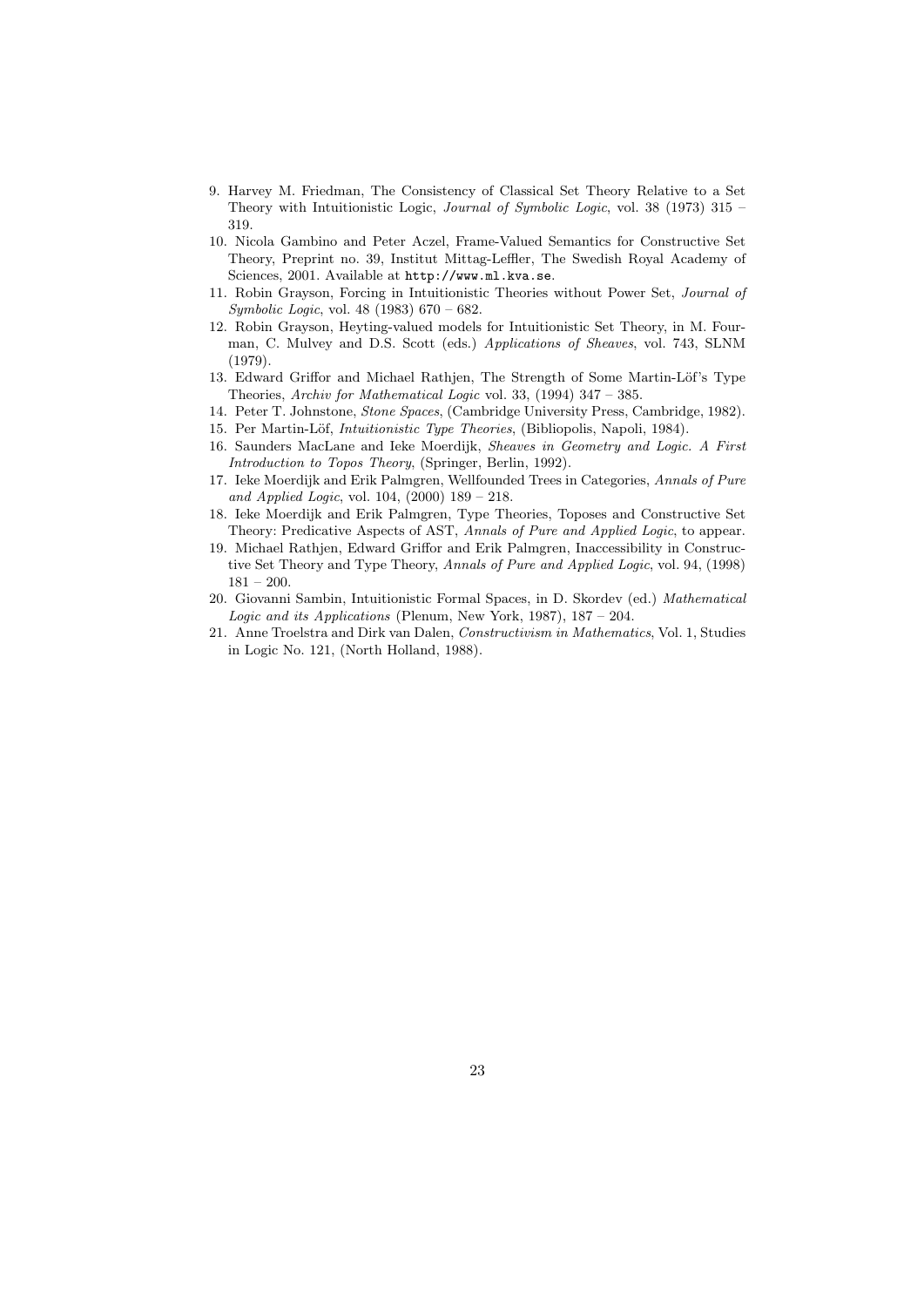9. Harvey M. Friedman, The Consistency of Classical Set Theory Relative to a Set Theory with Intuitionistic Logic, *Journal of Symbolic Logic*, vol. 38 (1973) 315 – 319.
10. Nicola Gambino and Peter Aczel, Frame-Valued Semantics for Constructive Set Theory, Preprint no. 39, Institut Mittag-Leffler, The Swedish Royal Academy of Sciences, 2001. Available at `http://www.ml.kva.se`.
11. Robin Grayson, Forcing in Intuitionistic Theories without Power Set, *Journal of Symbolic Logic*, vol. 48 (1983) 670 – 682.
12. Robin Grayson, Heyting-valued models for Intuitionistic Set Theory, in M. Fourman, C. Mulvey and D.S. Scott (eds.) *Applications of Sheaves*, vol. 743, SLNM (1979).
13. Edward Griffor and Michael Rathjen, The Strength of Some Martin-Löf's Type Theories, *Archiv for Mathematical Logic* vol. 33, (1994) 347 – 385.
14. Peter T. Johnstone, *Stone Spaces*, (Cambridge University Press, Cambridge, 1982).
15. Per Martin-Löf, *Intuitionistic Type Theories*, (Bibliopolis, Napoli, 1984).
16. Saunders MacLane and Ieke Moerdijk, *Sheaves in Geometry and Logic. A First Introduction to Topos Theory*, (Springer, Berlin, 1992).
17. Ieke Moerdijk and Erik Palmgren, Wellfounded Trees in Categories, *Annals of Pure and Applied Logic*, vol. 104, (2000) 189 – 218.
18. Ieke Moerdijk and Erik Palmgren, Type Theories, Toposes and Constructive Set Theory: Predicative Aspects of AST, *Annals of Pure and Applied Logic*, to appear.
19. Michael Rathjen, Edward Griffor and Erik Palmgren, Inaccessibility in Constructive Set Theory and Type Theory, *Annals of Pure and Applied Logic*, vol. 94, (1998) 181 – 200.
20. Giovanni Sambin, Intuitionistic Formal Spaces, in D. Skordev (ed.) *Mathematical Logic and its Applications* (Plenum, New York, 1987), 187 – 204.
21. Anne Troelstra and Dirk van Dalen, *Constructivism in Mathematics*, Vol. 1, Studies in Logic No. 121, (North Holland, 1988).